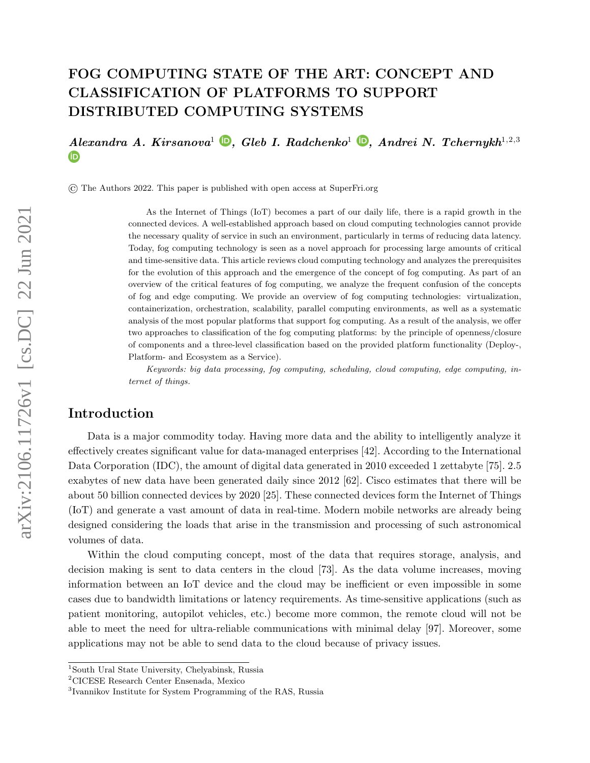# FOG COMPUTING STATE OF THE ART: CONCEPT AND CLASSIFICATION OF PLATFORMS TO SUPPORT DISTRIBUTED COMPUTING SYSTEMS

***Alexandra A. Kirsanova*[1], *Gleb I. Radchenko*[1], *Andrei N. Tchernykh*[1,2,3]**

© The Authors 2022. This paper is published with open access at SuperFri.org

As the Internet of Things (IoT) becomes a part of our daily life, there is a rapid growth in the connected devices. A well-established approach based on cloud computing technologies cannot provide the necessary quality of service in such an environment, particularly in terms of reducing data latency. Today, fog computing technology is seen as a novel approach for processing large amounts of critical and time-sensitive data. This article reviews cloud computing technology and analyzes the prerequisites for the evolution of this approach and the emergence of the concept of fog computing. As part of an overview of the critical features of fog computing, we analyze the frequent confusion of the concepts of fog and edge computing. We provide an overview of fog computing technologies: virtualization, containerization, orchestration, scalability, parallel computing environments, as well as a systematic analysis of the most popular platforms that support fog computing. As a result of the analysis, we offer two approaches to classification of the fog computing platforms: by the principle of openness/closure of components and a three-level classification based on the provided platform functionality (Deploy-, Platform- and Ecosystem as a Service).

*Keywords: big data processing, fog computing, scheduling, cloud computing, edge computing, internet of things.*

## Introduction

Data is a major commodity today. Having more data and the ability to intelligently analyze it effectively creates significant value for data-managed enterprises [42]. According to the International Data Corporation (IDC), the amount of digital data generated in 2010 exceeded 1 zettabyte [75]. 2.5 exabytes of new data have been generated daily since 2012 [62]. Cisco estimates that there will be about 50 billion connected devices by 2020 [25]. These connected devices form the Internet of Things (IoT) and generate a vast amount of data in real-time. Modern mobile networks are already being designed considering the loads that arise in the transmission and processing of such astronomical volumes of data.

Within the cloud computing concept, most of the data that requires storage, analysis, and decision making is sent to data centers in the cloud [73]. As the data volume increases, moving information between an IoT device and the cloud may be inefficient or even impossible in some cases due to bandwidth limitations or latency requirements. As time-sensitive applications (such as patient monitoring, autopilot vehicles, etc.) become more common, the remote cloud will not be able to meet the need for ultra-reliable communications with minimal delay [97]. Moreover, some applications may not be able to send data to the cloud because of privacy issues.

[1]South Ural State University, Chelyabinsk, Russia
[2]CICESE Research Center Ensenada, Mexico
[3]Ivannikov Institute for System Programming of the RAS, Russia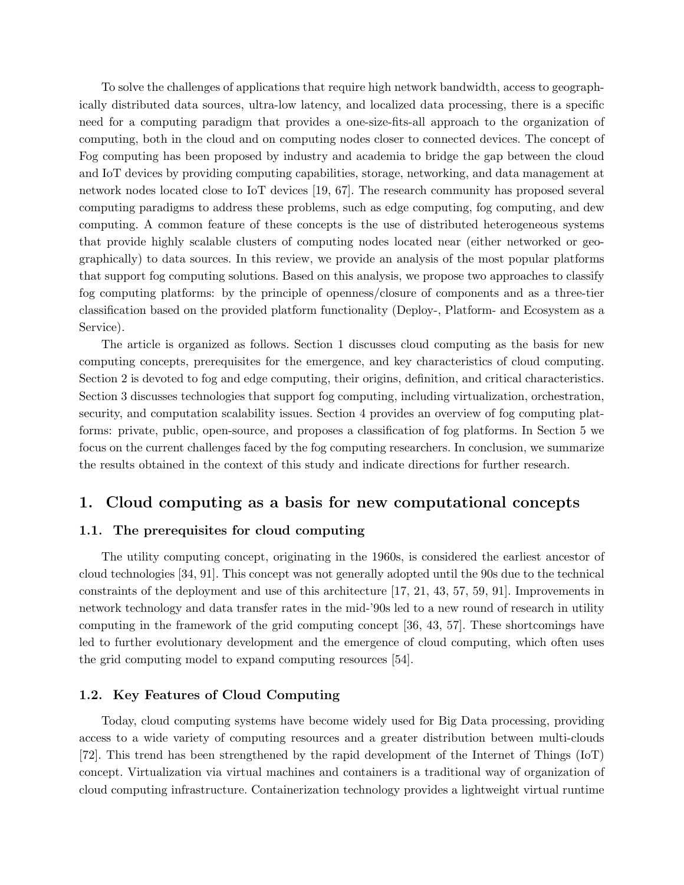To solve the challenges of applications that require high network bandwidth, access to geographically distributed data sources, ultra-low latency, and localized data processing, there is a specific need for a computing paradigm that provides a one-size-fits-all approach to the organization of computing, both in the cloud and on computing nodes closer to connected devices. The concept of Fog computing has been proposed by industry and academia to bridge the gap between the cloud and IoT devices by providing computing capabilities, storage, networking, and data management at network nodes located close to IoT devices [19, 67]. The research community has proposed several computing paradigms to address these problems, such as edge computing, fog computing, and dew computing. A common feature of these concepts is the use of distributed heterogeneous systems that provide highly scalable clusters of computing nodes located near (either networked or geographically) to data sources. In this review, we provide an analysis of the most popular platforms that support fog computing solutions. Based on this analysis, we propose two approaches to classify fog computing platforms: by the principle of openness/closure of components and as a three-tier classification based on the provided platform functionality (Deploy-, Platform- and Ecosystem as a Service).

The article is organized as follows. Section 1 discusses cloud computing as the basis for new computing concepts, prerequisites for the emergence, and key characteristics of cloud computing. Section 2 is devoted to fog and edge computing, their origins, definition, and critical characteristics. Section 3 discusses technologies that support fog computing, including virtualization, orchestration, security, and computation scalability issues. Section 4 provides an overview of fog computing platforms: private, public, open-source, and proposes a classification of fog platforms. In Section 5 we focus on the current challenges faced by the fog computing researchers. In conclusion, we summarize the results obtained in the context of this study and indicate directions for further research.

## 1. Cloud computing as a basis for new computational concepts

### 1.1. The prerequisites for cloud computing

The utility computing concept, originating in the 1960s, is considered the earliest ancestor of cloud technologies [34, 91]. This concept was not generally adopted until the 90s due to the technical constraints of the deployment and use of this architecture [17, 21, 43, 57, 59, 91]. Improvements in network technology and data transfer rates in the mid-'90s led to a new round of research in utility computing in the framework of the grid computing concept [36, 43, 57]. These shortcomings have led to further evolutionary development and the emergence of cloud computing, which often uses the grid computing model to expand computing resources [54].

### 1.2. Key Features of Cloud Computing

Today, cloud computing systems have become widely used for Big Data processing, providing access to a wide variety of computing resources and a greater distribution between multi-clouds [72]. This trend has been strengthened by the rapid development of the Internet of Things (IoT) concept. Virtualization via virtual machines and containers is a traditional way of organization of cloud computing infrastructure. Containerization technology provides a lightweight virtual runtime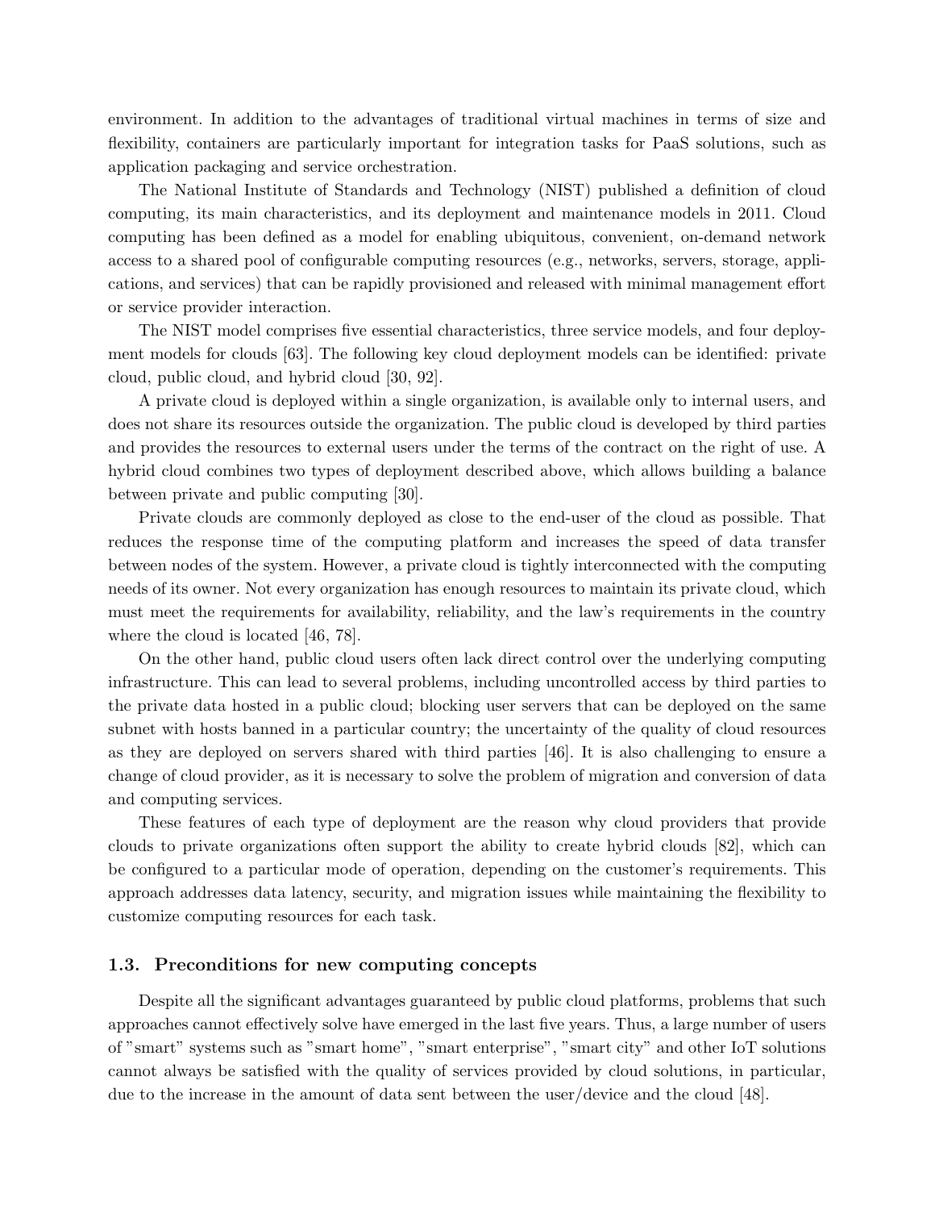environment. In addition to the advantages of traditional virtual machines in terms of size and flexibility, containers are particularly important for integration tasks for PaaS solutions, such as application packaging and service orchestration.

The National Institute of Standards and Technology (NIST) published a definition of cloud computing, its main characteristics, and its deployment and maintenance models in 2011. Cloud computing has been defined as a model for enabling ubiquitous, convenient, on-demand network access to a shared pool of configurable computing resources (e.g., networks, servers, storage, applications, and services) that can be rapidly provisioned and released with minimal management effort or service provider interaction.

The NIST model comprises five essential characteristics, three service models, and four deployment models for clouds [63]. The following key cloud deployment models can be identified: private cloud, public cloud, and hybrid cloud [30, 92].

A private cloud is deployed within a single organization, is available only to internal users, and does not share its resources outside the organization. The public cloud is developed by third parties and provides the resources to external users under the terms of the contract on the right of use. A hybrid cloud combines two types of deployment described above, which allows building a balance between private and public computing [30].

Private clouds are commonly deployed as close to the end-user of the cloud as possible. That reduces the response time of the computing platform and increases the speed of data transfer between nodes of the system. However, a private cloud is tightly interconnected with the computing needs of its owner. Not every organization has enough resources to maintain its private cloud, which must meet the requirements for availability, reliability, and the law's requirements in the country where the cloud is located [46, 78].

On the other hand, public cloud users often lack direct control over the underlying computing infrastructure. This can lead to several problems, including uncontrolled access by third parties to the private data hosted in a public cloud; blocking user servers that can be deployed on the same subnet with hosts banned in a particular country; the uncertainty of the quality of cloud resources as they are deployed on servers shared with third parties [46]. It is also challenging to ensure a change of cloud provider, as it is necessary to solve the problem of migration and conversion of data and computing services.

These features of each type of deployment are the reason why cloud providers that provide clouds to private organizations often support the ability to create hybrid clouds [82], which can be configured to a particular mode of operation, depending on the customer's requirements. This approach addresses data latency, security, and migration issues while maintaining the flexibility to customize computing resources for each task.

### 1.3. Preconditions for new computing concepts

Despite all the significant advantages guaranteed by public cloud platforms, problems that such approaches cannot effectively solve have emerged in the last five years. Thus, a large number of users of "smart" systems such as "smart home", "smart enterprise", "smart city" and other IoT solutions cannot always be satisfied with the quality of services provided by cloud solutions, in particular, due to the increase in the amount of data sent between the user/device and the cloud [48].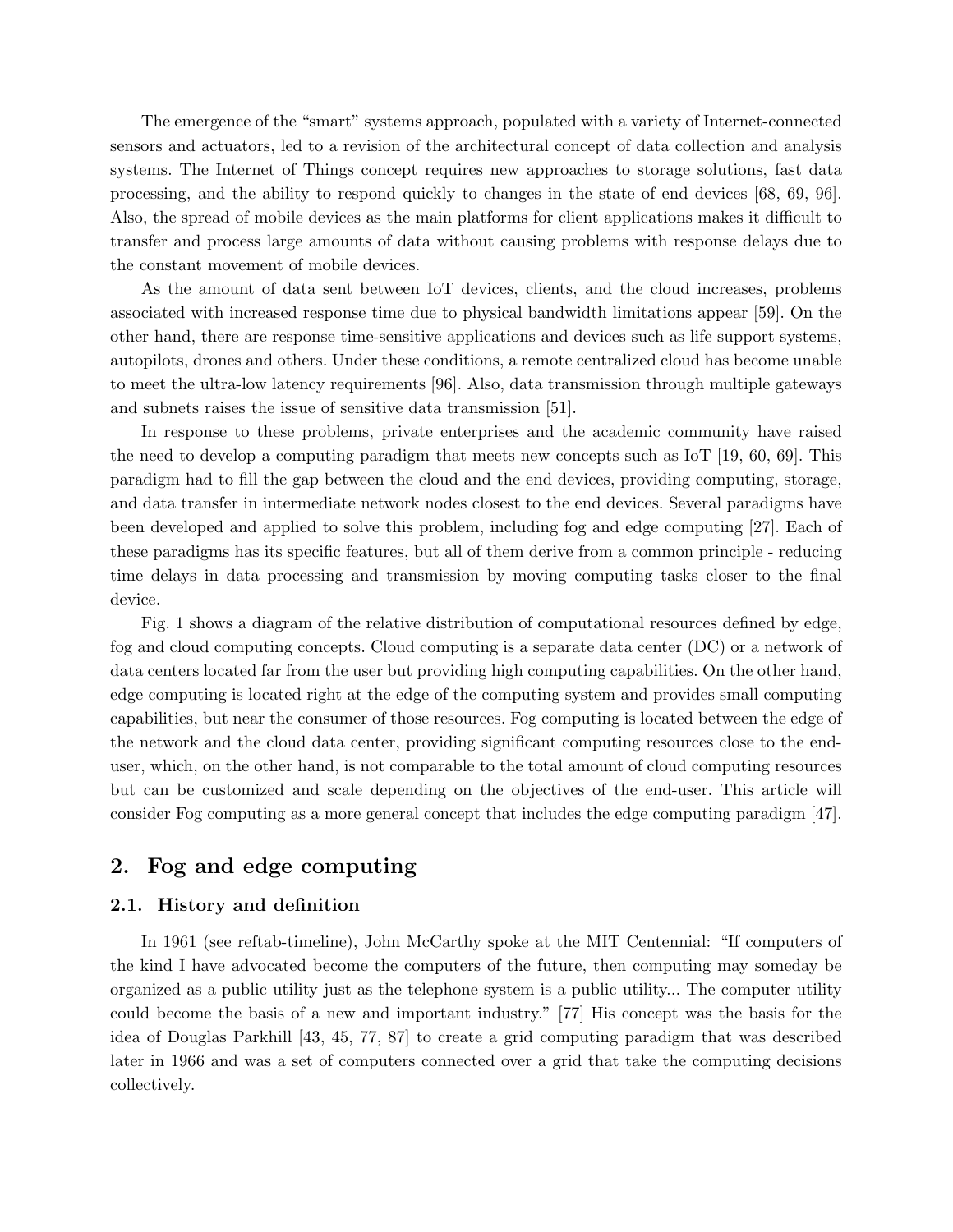The emergence of the "smart" systems approach, populated with a variety of Internet-connected sensors and actuators, led to a revision of the architectural concept of data collection and analysis systems. The Internet of Things concept requires new approaches to storage solutions, fast data processing, and the ability to respond quickly to changes in the state of end devices [68, 69, 96]. Also, the spread of mobile devices as the main platforms for client applications makes it difficult to transfer and process large amounts of data without causing problems with response delays due to the constant movement of mobile devices.

As the amount of data sent between IoT devices, clients, and the cloud increases, problems associated with increased response time due to physical bandwidth limitations appear [59]. On the other hand, there are response time-sensitive applications and devices such as life support systems, autopilots, drones and others. Under these conditions, a remote centralized cloud has become unable to meet the ultra-low latency requirements [96]. Also, data transmission through multiple gateways and subnets raises the issue of sensitive data transmission [51].

In response to these problems, private enterprises and the academic community have raised the need to develop a computing paradigm that meets new concepts such as IoT [19, 60, 69]. This paradigm had to fill the gap between the cloud and the end devices, providing computing, storage, and data transfer in intermediate network nodes closest to the end devices. Several paradigms have been developed and applied to solve this problem, including fog and edge computing [27]. Each of these paradigms has its specific features, but all of them derive from a common principle - reducing time delays in data processing and transmission by moving computing tasks closer to the final device.

Fig. 1 shows a diagram of the relative distribution of computational resources defined by edge, fog and cloud computing concepts. Cloud computing is a separate data center (DC) or a network of data centers located far from the user but providing high computing capabilities. On the other hand, edge computing is located right at the edge of the computing system and provides small computing capabilities, but near the consumer of those resources. Fog computing is located between the edge of the network and the cloud data center, providing significant computing resources close to the end-user, which, on the other hand, is not comparable to the total amount of cloud computing resources but can be customized and scale depending on the objectives of the end-user. This article will consider Fog computing as a more general concept that includes the edge computing paradigm [47].

## 2. Fog and edge computing

### 2.1. History and definition

In 1961 (see reftab-timeline), John McCarthy spoke at the MIT Centennial: "If computers of the kind I have advocated become the computers of the future, then computing may someday be organized as a public utility just as the telephone system is a public utility... The computer utility could become the basis of a new and important industry." [77] His concept was the basis for the idea of Douglas Parkhill [43, 45, 77, 87] to create a grid computing paradigm that was described later in 1966 and was a set of computers connected over a grid that take the computing decisions collectively.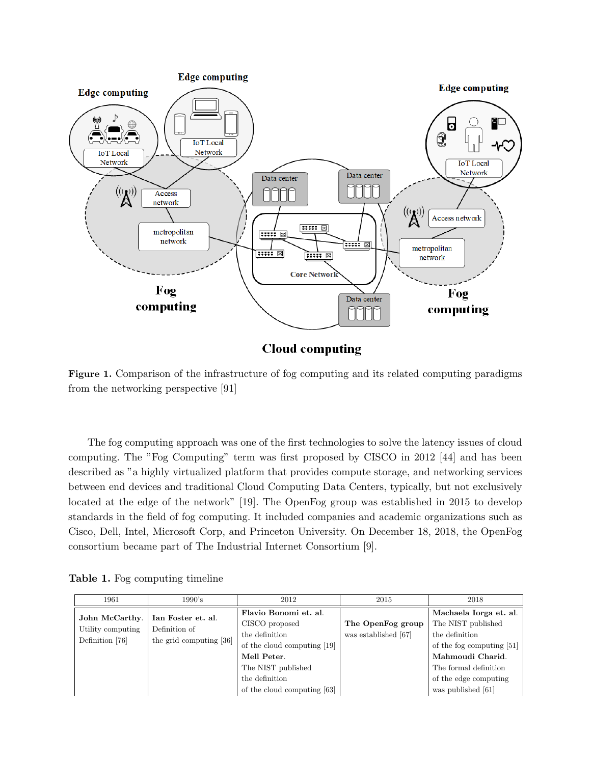Figure 1. Comparison of the infrastructure of fog computing and its related computing paradigms from the networking perspective [91]

The fog computing approach was one of the first technologies to solve the latency issues of cloud computing. The "Fog Computing" term was first proposed by CISCO in 2012 [44] and has been described as "a highly virtualized platform that provides compute storage, and networking services between end devices and traditional Cloud Computing Data Centers, typically, but not exclusively located at the edge of the network" [19]. The OpenFog group was established in 2015 to develop standards in the field of fog computing. It included companies and academic organizations such as Cisco, Dell, Intel, Microsoft Corp, and Princeton University. On December 18, 2018, the OpenFog consortium became part of The Industrial Internet Consortium [9].

**Table 1.** Fog computing timeline

| 1961 | 1990's | 2012 | 2015 | 2018 |
|---|---|---|---|---|
| **John McCarthy**. Utility computing Definition [76] | **Ian Foster et. al**. Definition of the grid computing [36] | **Flavio Bonomi et. al**. CISCO proposed the definition of the cloud computing [19] **Mell Peter**. The NIST published the definition of the cloud computing [63] | **The OpenFog group** was established [67] | **Machaela Iorga et. al**. The NIST published the definition of the fog computing [51] **Mahmoudi Charid**. The formal definition of the edge computing was published [61] |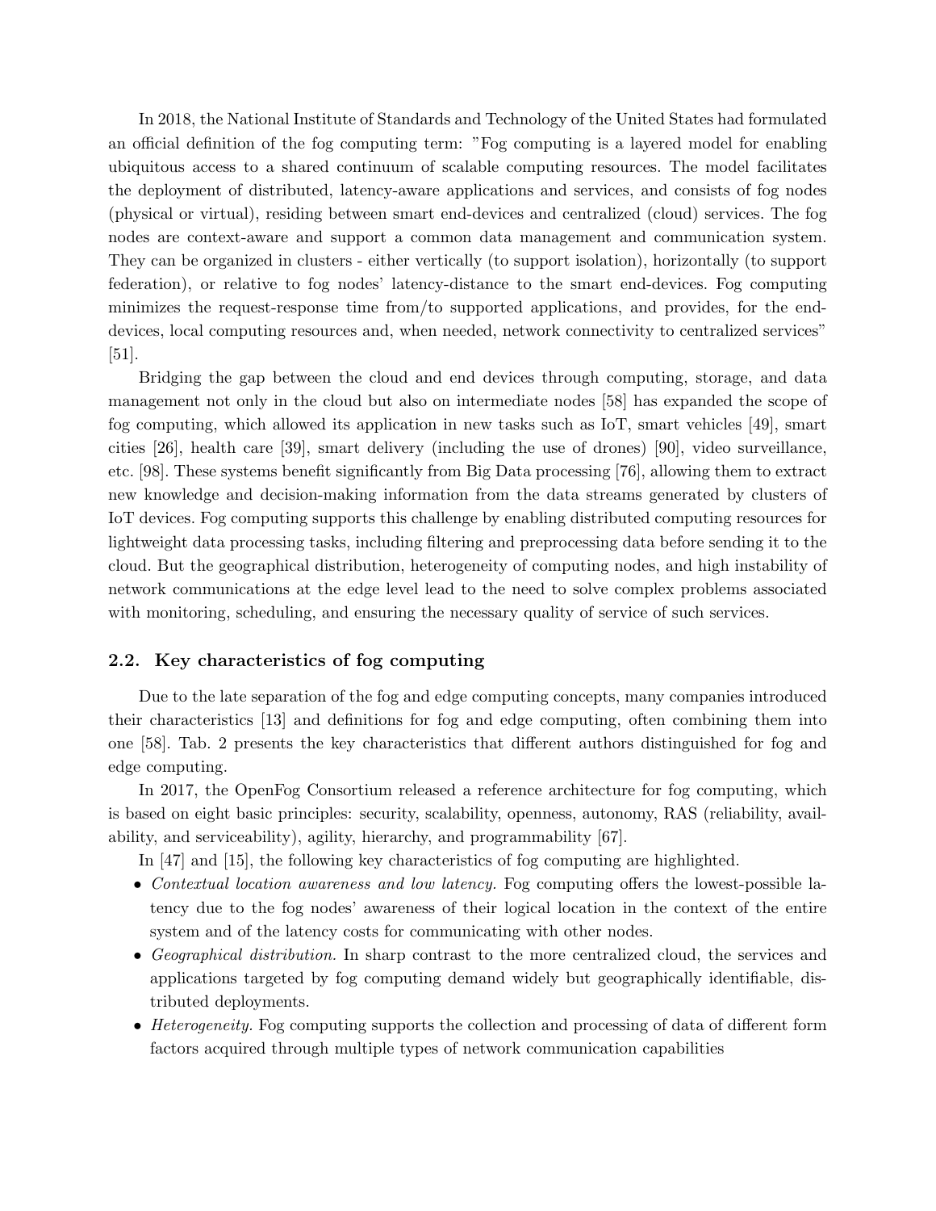In 2018, the National Institute of Standards and Technology of the United States had formulated an official definition of the fog computing term: "Fog computing is a layered model for enabling ubiquitous access to a shared continuum of scalable computing resources. The model facilitates the deployment of distributed, latency-aware applications and services, and consists of fog nodes (physical or virtual), residing between smart end-devices and centralized (cloud) services. The fog nodes are context-aware and support a common data management and communication system. They can be organized in clusters - either vertically (to support isolation), horizontally (to support federation), or relative to fog nodes' latency-distance to the smart end-devices. Fog computing minimizes the request-response time from/to supported applications, and provides, for the end-devices, local computing resources and, when needed, network connectivity to centralized services" [51].

Bridging the gap between the cloud and end devices through computing, storage, and data management not only in the cloud but also on intermediate nodes [58] has expanded the scope of fog computing, which allowed its application in new tasks such as IoT, smart vehicles [49], smart cities [26], health care [39], smart delivery (including the use of drones) [90], video surveillance, etc. [98]. These systems benefit significantly from Big Data processing [76], allowing them to extract new knowledge and decision-making information from the data streams generated by clusters of IoT devices. Fog computing supports this challenge by enabling distributed computing resources for lightweight data processing tasks, including filtering and preprocessing data before sending it to the cloud. But the geographical distribution, heterogeneity of computing nodes, and high instability of network communications at the edge level lead to the need to solve complex problems associated with monitoring, scheduling, and ensuring the necessary quality of service of such services.

## 2.2. Key characteristics of fog computing

Due to the late separation of the fog and edge computing concepts, many companies introduced their characteristics [13] and definitions for fog and edge computing, often combining them into one [58]. Tab. 2 presents the key characteristics that different authors distinguished for fog and edge computing.

In 2017, the OpenFog Consortium released a reference architecture for fog computing, which is based on eight basic principles: security, scalability, openness, autonomy, RAS (reliability, availability, and serviceability), agility, hierarchy, and programmability [67].

In [47] and [15], the following key characteristics of fog computing are highlighted.

- *Contextual location awareness and low latency.* Fog computing offers the lowest-possible latency due to the fog nodes' awareness of their logical location in the context of the entire system and of the latency costs for communicating with other nodes.
- *Geographical distribution.* In sharp contrast to the more centralized cloud, the services and applications targeted by fog computing demand widely but geographically identifiable, distributed deployments.
- *Heterogeneity.* Fog computing supports the collection and processing of data of different form factors acquired through multiple types of network communication capabilities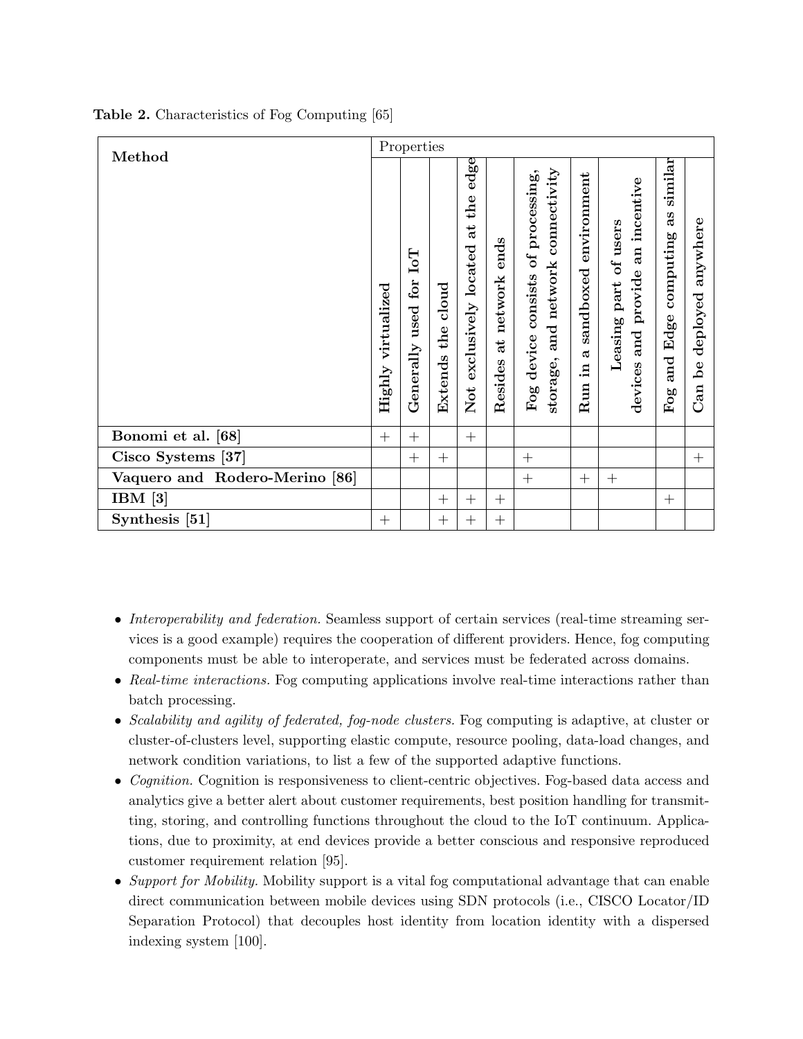**Table 2.** Characteristics of Fog Computing [65]

| Method | Properties | | | | | | | | | |
|---|---|---|---|---|---|---|---|---|---|---|
| | Highly virtualized | Generally used for IoT | Extends the cloud | Not exclusively located at the edge | Resides at network ends | Fog device consists of processing, storage, and network connectivity | Run in a sandboxed environment | Leasing part of users devices and provide an incentive | Fog and Edge computing as similar | Can be deployed anywhere |
| **Bonomi et al. [68]** | + | + | | + | | | | | | |
| **Cisco Systems [37]** | | + | + | | | + | | | | + |
| **Vaquero and Rodero-Merino [86]** | | | | | | + | + | + | | |
| **IBM [3]** | | | + | + | + | | | | + | |
| **Synthesis [51]** | + | | + | + | + | | | | | |

- *Interoperability and federation.* Seamless support of certain services (real-time streaming services is a good example) requires the cooperation of different providers. Hence, fog computing components must be able to interoperate, and services must be federated across domains.
- *Real-time interactions.* Fog computing applications involve real-time interactions rather than batch processing.
- *Scalability and agility of federated, fog-node clusters.* Fog computing is adaptive, at cluster or cluster-of-clusters level, supporting elastic compute, resource pooling, data-load changes, and network condition variations, to list a few of the supported adaptive functions.
- *Cognition.* Cognition is responsiveness to client-centric objectives. Fog-based data access and analytics give a better alert about customer requirements, best position handling for transmitting, storing, and controlling functions throughout the cloud to the IoT continuum. Applications, due to proximity, at end devices provide a better conscious and responsive reproduced customer requirement relation [95].
- *Support for Mobility.* Mobility support is a vital fog computational advantage that can enable direct communication between mobile devices using SDN protocols (i.e., CISCO Locator/ID Separation Protocol) that decouples host identity from location identity with a dispersed indexing system [100].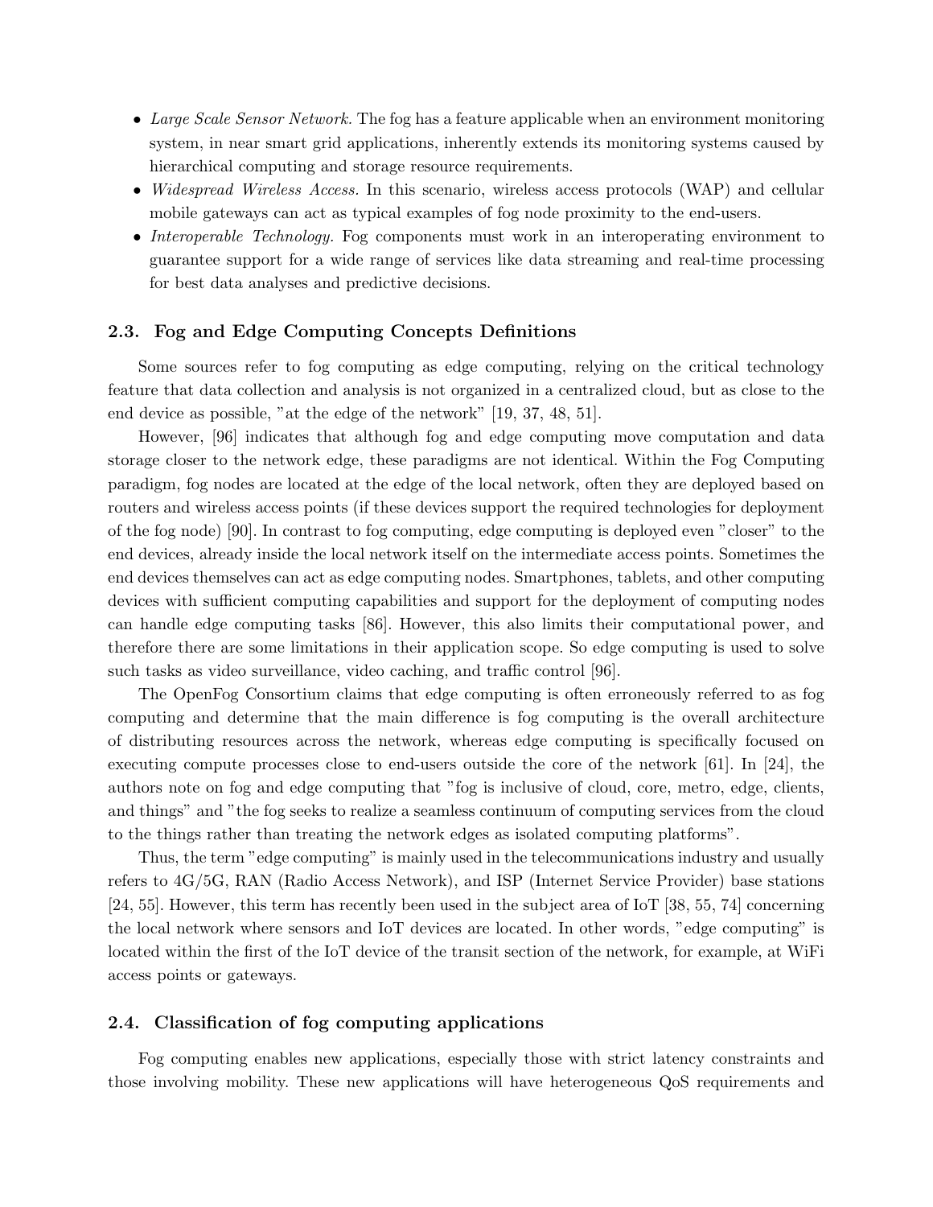- *Large Scale Sensor Network.* The fog has a feature applicable when an environment monitoring system, in near smart grid applications, inherently extends its monitoring systems caused by hierarchical computing and storage resource requirements.
- *Widespread Wireless Access.* In this scenario, wireless access protocols (WAP) and cellular mobile gateways can act as typical examples of fog node proximity to the end-users.
- *Interoperable Technology.* Fog components must work in an interoperating environment to guarantee support for a wide range of services like data streaming and real-time processing for best data analyses and predictive decisions.

### 2.3. Fog and Edge Computing Concepts Definitions

Some sources refer to fog computing as edge computing, relying on the critical technology feature that data collection and analysis is not organized in a centralized cloud, but as close to the end device as possible, "at the edge of the network" [19, 37, 48, 51].

However, [96] indicates that although fog and edge computing move computation and data storage closer to the network edge, these paradigms are not identical. Within the Fog Computing paradigm, fog nodes are located at the edge of the local network, often they are deployed based on routers and wireless access points (if these devices support the required technologies for deployment of the fog node) [90]. In contrast to fog computing, edge computing is deployed even "closer" to the end devices, already inside the local network itself on the intermediate access points. Sometimes the end devices themselves can act as edge computing nodes. Smartphones, tablets, and other computing devices with sufficient computing capabilities and support for the deployment of computing nodes can handle edge computing tasks [86]. However, this also limits their computational power, and therefore there are some limitations in their application scope. So edge computing is used to solve such tasks as video surveillance, video caching, and traffic control [96].

The OpenFog Consortium claims that edge computing is often erroneously referred to as fog computing and determine that the main difference is fog computing is the overall architecture of distributing resources across the network, whereas edge computing is specifically focused on executing compute processes close to end-users outside the core of the network [61]. In [24], the authors note on fog and edge computing that "fog is inclusive of cloud, core, metro, edge, clients, and things" and "the fog seeks to realize a seamless continuum of computing services from the cloud to the things rather than treating the network edges as isolated computing platforms".

Thus, the term "edge computing" is mainly used in the telecommunications industry and usually refers to 4G/5G, RAN (Radio Access Network), and ISP (Internet Service Provider) base stations [24, 55]. However, this term has recently been used in the subject area of IoT [38, 55, 74] concerning the local network where sensors and IoT devices are located. In other words, "edge computing" is located within the first of the IoT device of the transit section of the network, for example, at WiFi access points or gateways.

### 2.4. Classification of fog computing applications

Fog computing enables new applications, especially those with strict latency constraints and those involving mobility. These new applications will have heterogeneous QoS requirements and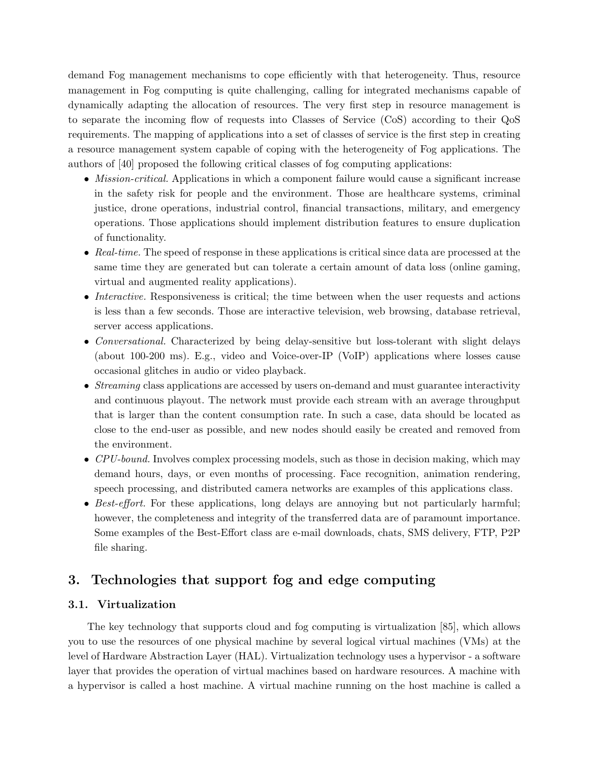demand Fog management mechanisms to cope efficiently with that heterogeneity. Thus, resource management in Fog computing is quite challenging, calling for integrated mechanisms capable of dynamically adapting the allocation of resources. The very first step in resource management is to separate the incoming flow of requests into Classes of Service (CoS) according to their QoS requirements. The mapping of applications into a set of classes of service is the first step in creating a resource management system capable of coping with the heterogeneity of Fog applications. The authors of [40] proposed the following critical classes of fog computing applications:

- *Mission-critical.* Applications in which a component failure would cause a significant increase in the safety risk for people and the environment. Those are healthcare systems, criminal justice, drone operations, industrial control, financial transactions, military, and emergency operations. Those applications should implement distribution features to ensure duplication of functionality.
- *Real-time.* The speed of response in these applications is critical since data are processed at the same time they are generated but can tolerate a certain amount of data loss (online gaming, virtual and augmented reality applications).
- *Interactive.* Responsiveness is critical; the time between when the user requests and actions is less than a few seconds. Those are interactive television, web browsing, database retrieval, server access applications.
- *Conversational.* Characterized by being delay-sensitive but loss-tolerant with slight delays (about 100-200 ms). E.g., video and Voice-over-IP (VoIP) applications where losses cause occasional glitches in audio or video playback.
- *Streaming* class applications are accessed by users on-demand and must guarantee interactivity and continuous playout. The network must provide each stream with an average throughput that is larger than the content consumption rate. In such a case, data should be located as close to the end-user as possible, and new nodes should easily be created and removed from the environment.
- *CPU-bound.* Involves complex processing models, such as those in decision making, which may demand hours, days, or even months of processing. Face recognition, animation rendering, speech processing, and distributed camera networks are examples of this applications class.
- *Best-effort.* For these applications, long delays are annoying but not particularly harmful; however, the completeness and integrity of the transferred data are of paramount importance. Some examples of the Best-Effort class are e-mail downloads, chats, SMS delivery, FTP, P2P file sharing.

## 3. Technologies that support fog and edge computing

### 3.1. Virtualization

The key technology that supports cloud and fog computing is virtualization [85], which allows you to use the resources of one physical machine by several logical virtual machines (VMs) at the level of Hardware Abstraction Layer (HAL). Virtualization technology uses a hypervisor - a software layer that provides the operation of virtual machines based on hardware resources. A machine with a hypervisor is called a host machine. A virtual machine running on the host machine is called a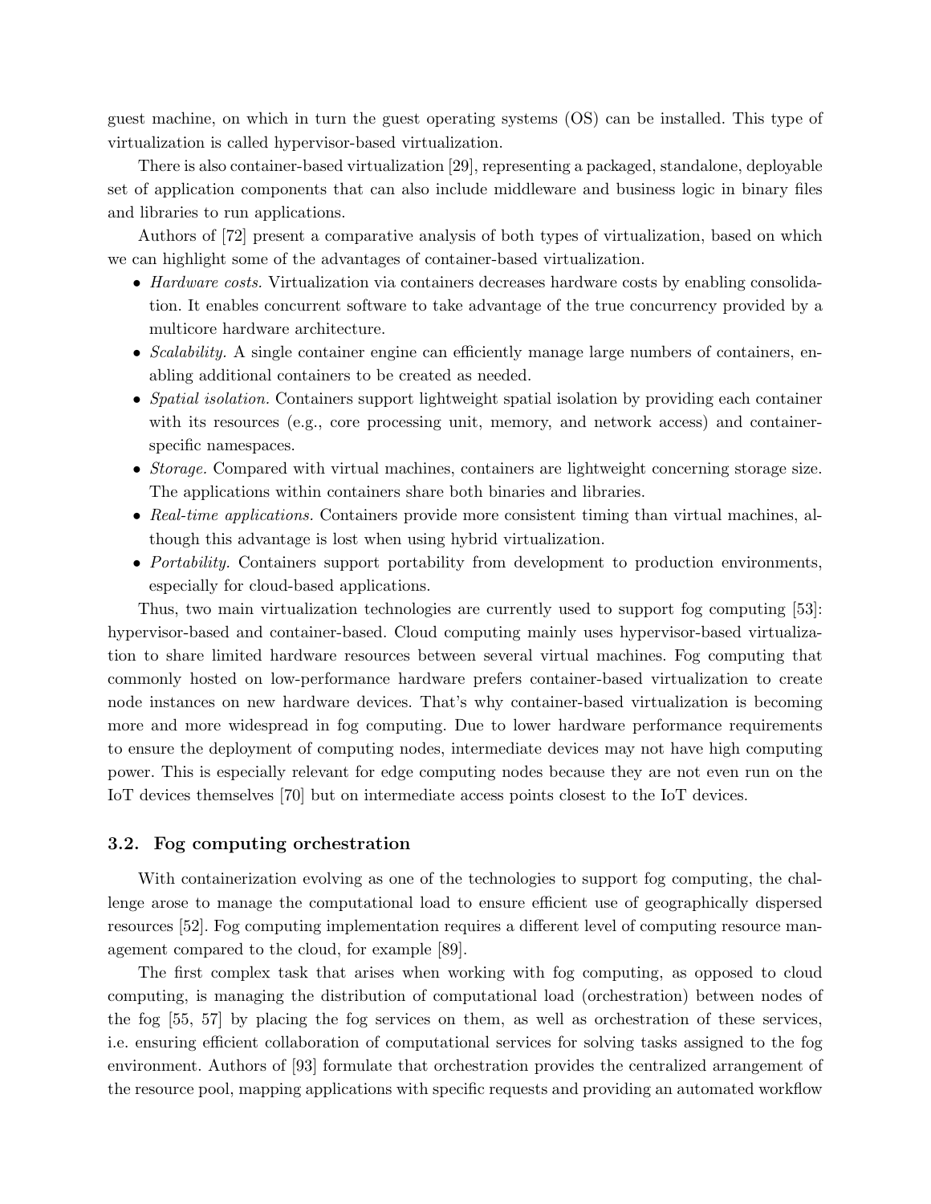guest machine, on which in turn the guest operating systems (OS) can be installed. This type of virtualization is called hypervisor-based virtualization.

There is also container-based virtualization [29], representing a packaged, standalone, deployable set of application components that can also include middleware and business logic in binary files and libraries to run applications.

Authors of [72] present a comparative analysis of both types of virtualization, based on which we can highlight some of the advantages of container-based virtualization.

- *Hardware costs.* Virtualization via containers decreases hardware costs by enabling consolidation. It enables concurrent software to take advantage of the true concurrency provided by a multicore hardware architecture.
- *Scalability.* A single container engine can efficiently manage large numbers of containers, enabling additional containers to be created as needed.
- *Spatial isolation.* Containers support lightweight spatial isolation by providing each container with its resources (e.g., core processing unit, memory, and network access) and container-specific namespaces.
- *Storage.* Compared with virtual machines, containers are lightweight concerning storage size. The applications within containers share both binaries and libraries.
- *Real-time applications.* Containers provide more consistent timing than virtual machines, although this advantage is lost when using hybrid virtualization.
- *Portability.* Containers support portability from development to production environments, especially for cloud-based applications.

Thus, two main virtualization technologies are currently used to support fog computing [53]: hypervisor-based and container-based. Cloud computing mainly uses hypervisor-based virtualization to share limited hardware resources between several virtual machines. Fog computing that commonly hosted on low-performance hardware prefers container-based virtualization to create node instances on new hardware devices. That's why container-based virtualization is becoming more and more widespread in fog computing. Due to lower hardware performance requirements to ensure the deployment of computing nodes, intermediate devices may not have high computing power. This is especially relevant for edge computing nodes because they are not even run on the IoT devices themselves [70] but on intermediate access points closest to the IoT devices.

### 3.2. Fog computing orchestration

With containerization evolving as one of the technologies to support fog computing, the challenge arose to manage the computational load to ensure efficient use of geographically dispersed resources [52]. Fog computing implementation requires a different level of computing resource management compared to the cloud, for example [89].

The first complex task that arises when working with fog computing, as opposed to cloud computing, is managing the distribution of computational load (orchestration) between nodes of the fog [55, 57] by placing the fog services on them, as well as orchestration of these services, i.e. ensuring efficient collaboration of computational services for solving tasks assigned to the fog environment. Authors of [93] formulate that orchestration provides the centralized arrangement of the resource pool, mapping applications with specific requests and providing an automated workflow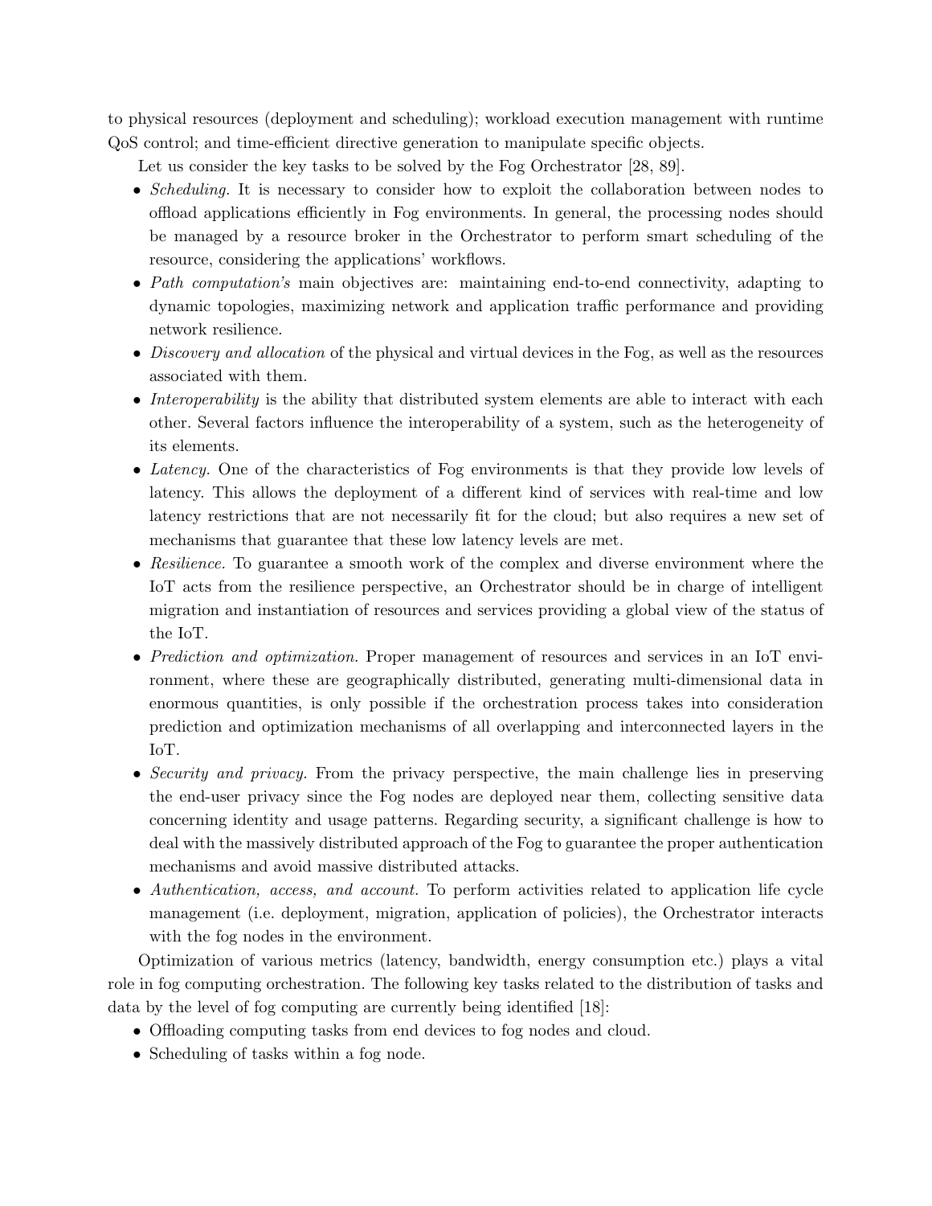to physical resources (deployment and scheduling); workload execution management with runtime QoS control; and time-efficient directive generation to manipulate specific objects.

Let us consider the key tasks to be solved by the Fog Orchestrator [28, 89].

- *Scheduling.* It is necessary to consider how to exploit the collaboration between nodes to offload applications efficiently in Fog environments. In general, the processing nodes should be managed by a resource broker in the Orchestrator to perform smart scheduling of the resource, considering the applications' workflows.
- *Path computation's* main objectives are: maintaining end-to-end connectivity, adapting to dynamic topologies, maximizing network and application traffic performance and providing network resilience.
- *Discovery and allocation* of the physical and virtual devices in the Fog, as well as the resources associated with them.
- *Interoperability* is the ability that distributed system elements are able to interact with each other. Several factors influence the interoperability of a system, such as the heterogeneity of its elements.
- *Latency.* One of the characteristics of Fog environments is that they provide low levels of latency. This allows the deployment of a different kind of services with real-time and low latency restrictions that are not necessarily fit for the cloud; but also requires a new set of mechanisms that guarantee that these low latency levels are met.
- *Resilience.* To guarantee a smooth work of the complex and diverse environment where the IoT acts from the resilience perspective, an Orchestrator should be in charge of intelligent migration and instantiation of resources and services providing a global view of the status of the IoT.
- *Prediction and optimization.* Proper management of resources and services in an IoT environment, where these are geographically distributed, generating multi-dimensional data in enormous quantities, is only possible if the orchestration process takes into consideration prediction and optimization mechanisms of all overlapping and interconnected layers in the IoT.
- *Security and privacy.* From the privacy perspective, the main challenge lies in preserving the end-user privacy since the Fog nodes are deployed near them, collecting sensitive data concerning identity and usage patterns. Regarding security, a significant challenge is how to deal with the massively distributed approach of the Fog to guarantee the proper authentication mechanisms and avoid massive distributed attacks.
- *Authentication, access, and account.* To perform activities related to application life cycle management (i.e. deployment, migration, application of policies), the Orchestrator interacts with the fog nodes in the environment.

Optimization of various metrics (latency, bandwidth, energy consumption etc.) plays a vital role in fog computing orchestration. The following key tasks related to the distribution of tasks and data by the level of fog computing are currently being identified [18]:

- Offloading computing tasks from end devices to fog nodes and cloud.
- Scheduling of tasks within a fog node.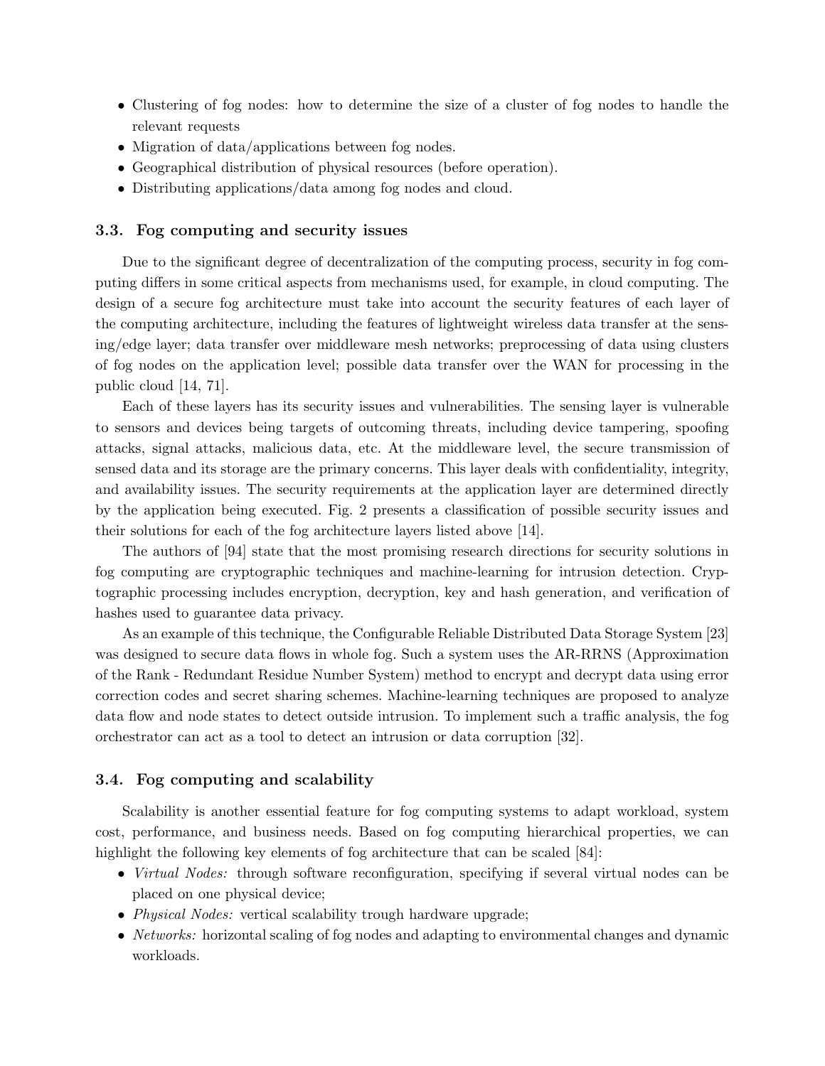- Clustering of fog nodes: how to determine the size of a cluster of fog nodes to handle the relevant requests
- Migration of data/applications between fog nodes.
- Geographical distribution of physical resources (before operation).
- Distributing applications/data among fog nodes and cloud.

### 3.3. Fog computing and security issues

Due to the significant degree of decentralization of the computing process, security in fog computing differs in some critical aspects from mechanisms used, for example, in cloud computing. The design of a secure fog architecture must take into account the security features of each layer of the computing architecture, including the features of lightweight wireless data transfer at the sensing/edge layer; data transfer over middleware mesh networks; preprocessing of data using clusters of fog nodes on the application level; possible data transfer over the WAN for processing in the public cloud [14, 71].

Each of these layers has its security issues and vulnerabilities. The sensing layer is vulnerable to sensors and devices being targets of outcoming threats, including device tampering, spoofing attacks, signal attacks, malicious data, etc. At the middleware level, the secure transmission of sensed data and its storage are the primary concerns. This layer deals with confidentiality, integrity, and availability issues. The security requirements at the application layer are determined directly by the application being executed. Fig. 2 presents a classification of possible security issues and their solutions for each of the fog architecture layers listed above [14].

The authors of [94] state that the most promising research directions for security solutions in fog computing are cryptographic techniques and machine-learning for intrusion detection. Cryptographic processing includes encryption, decryption, key and hash generation, and verification of hashes used to guarantee data privacy.

As an example of this technique, the Configurable Reliable Distributed Data Storage System [23] was designed to secure data flows in whole fog. Such a system uses the AR-RRNS (Approximation of the Rank - Redundant Residue Number System) method to encrypt and decrypt data using error correction codes and secret sharing schemes. Machine-learning techniques are proposed to analyze data flow and node states to detect outside intrusion. To implement such a traffic analysis, the fog orchestrator can act as a tool to detect an intrusion or data corruption [32].

### 3.4. Fog computing and scalability

Scalability is another essential feature for fog computing systems to adapt workload, system cost, performance, and business needs. Based on fog computing hierarchical properties, we can highlight the following key elements of fog architecture that can be scaled [84]:

- *Virtual Nodes:* through software reconfiguration, specifying if several virtual nodes can be placed on one physical device;
- *Physical Nodes:* vertical scalability trough hardware upgrade;
- *Networks:* horizontal scaling of fog nodes and adapting to environmental changes and dynamic workloads.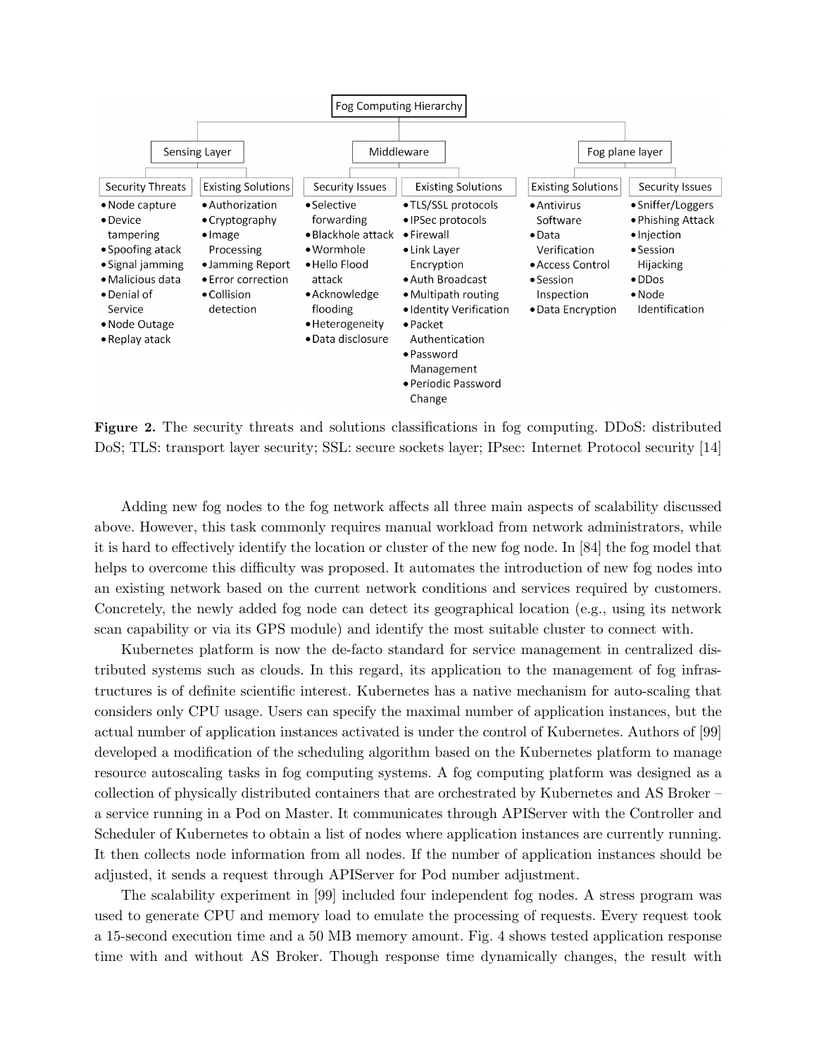**Fog Computing Hierarchy**

- **Sensing Layer**
  - Security Threats
    - Node capture
    - Device tampering
    - Spoofing atack
    - Signal jamming
    - Malicious data
    - Denial of Service
    - Node Outage
    - Replay atack
  - Existing Solutions
    - Authorization
    - Cryptography
    - Image Processing
    - Jamming Report
    - Error correction
    - Collision detection
- **Middleware**
  - Security Issues
    - Selective forwarding
    - Blackhole attack
    - Wormhole
    - Hello Flood attack
    - Acknowledge flooding
    - Heterogeneity
    - Data disclosure
  - Existing Solutions
    - TLS/SSL protocols
    - IPSec protocols
    - Firewall
    - Link Layer Encryption
    - Auth Broadcast
    - Multipath routing
    - Identity Verification
    - Packet Authentication
    - Password Management
    - Periodic Password Change
- **Fog plane layer**
  - Existing Solutions
    - Antivirus Software
    - Data Verification
    - Access Control
    - Session Inspection
    - Data Encryption
  - Security Issues
    - Sniffer/Loggers
    - Phishing Attack
    - Injection
    - Session Hijacking
    - DDos
    - Node Identification

**Figure 2.** The security threats and solutions classifications in fog computing. DDoS: distributed DoS; TLS: transport layer security; SSL: secure sockets layer; IPsec: Internet Protocol security [14]

Adding new fog nodes to the fog network affects all three main aspects of scalability discussed above. However, this task commonly requires manual workload from network administrators, while it is hard to effectively identify the location or cluster of the new fog node. In [84] the fog model that helps to overcome this difficulty was proposed. It automates the introduction of new fog nodes into an existing network based on the current network conditions and services required by customers. Concretely, the newly added fog node can detect its geographical location (e.g., using its network scan capability or via its GPS module) and identify the most suitable cluster to connect with.

Kubernetes platform is now the de-facto standard for service management in centralized distributed systems such as clouds. In this regard, its application to the management of fog infrastructures is of definite scientific interest. Kubernetes has a native mechanism for auto-scaling that considers only CPU usage. Users can specify the maximal number of application instances, but the actual number of application instances activated is under the control of Kubernetes. Authors of [99] developed a modification of the scheduling algorithm based on the Kubernetes platform to manage resource autoscaling tasks in fog computing systems. A fog computing platform was designed as a collection of physically distributed containers that are orchestrated by Kubernetes and AS Broker – a service running in a Pod on Master. It communicates through APIServer with the Controller and Scheduler of Kubernetes to obtain a list of nodes where application instances are currently running. It then collects node information from all nodes. If the number of application instances should be adjusted, it sends a request through APIServer for Pod number adjustment.

The scalability experiment in [99] included four independent fog nodes. A stress program was used to generate CPU and memory load to emulate the processing of requests. Every request took a 15-second execution time and a 50 MB memory amount. Fig. 4 shows tested application response time with and without AS Broker. Though response time dynamically changes, the result with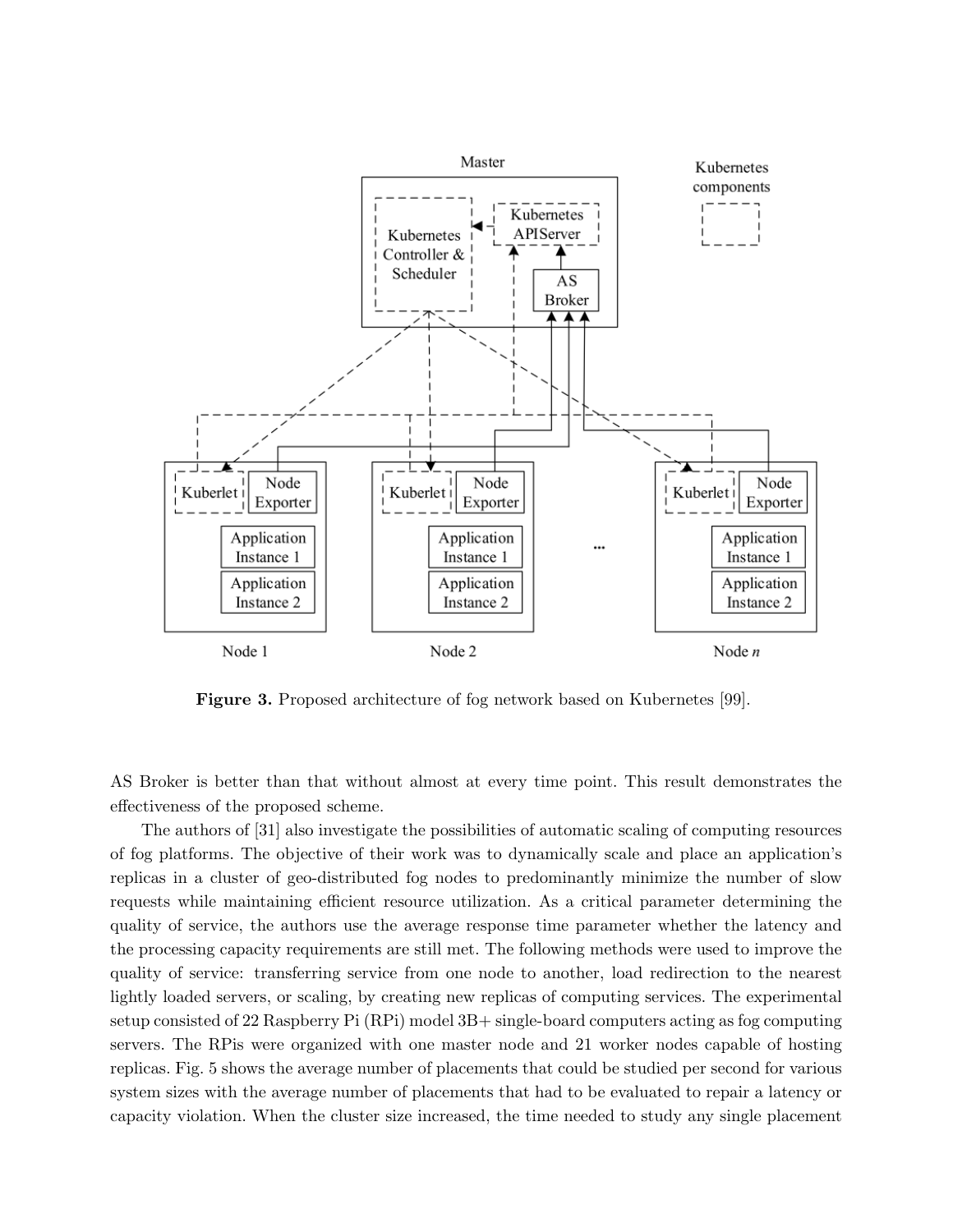**Figure 3.** Proposed architecture of fog network based on Kubernetes [99].

AS Broker is better than that without almost at every time point. This result demonstrates the effectiveness of the proposed scheme.

The authors of [31] also investigate the possibilities of automatic scaling of computing resources of fog platforms. The objective of their work was to dynamically scale and place an application's replicas in a cluster of geo-distributed fog nodes to predominantly minimize the number of slow requests while maintaining efficient resource utilization. As a critical parameter determining the quality of service, the authors use the average response time parameter whether the latency and the processing capacity requirements are still met. The following methods were used to improve the quality of service: transferring service from one node to another, load redirection to the nearest lightly loaded servers, or scaling, by creating new replicas of computing services. The experimental setup consisted of 22 Raspberry Pi (RPi) model 3B+ single-board computers acting as fog computing servers. The RPis were organized with one master node and 21 worker nodes capable of hosting replicas. Fig. 5 shows the average number of placements that could be studied per second for various system sizes with the average number of placements that had to be evaluated to repair a latency or capacity violation. When the cluster size increased, the time needed to study any single placement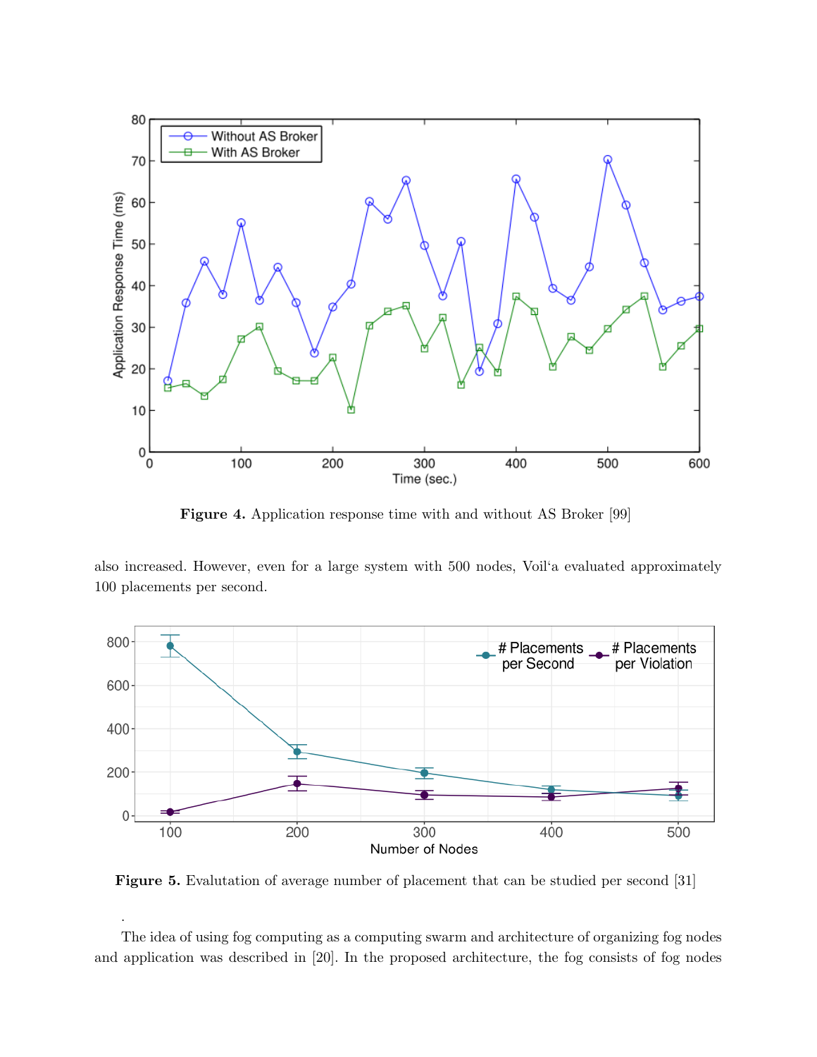**Figure 4.** Application response time with and without AS Broker [99]

also increased. However, even for a large system with 500 nodes, Voil'a evaluated approximately 100 placements per second.

**Figure 5.** Evalutation of average number of placement that can be studied per second [31]

.

The idea of using fog computing as a computing swarm and architecture of organizing fog nodes and application was described in [20]. In the proposed architecture, the fog consists of fog nodes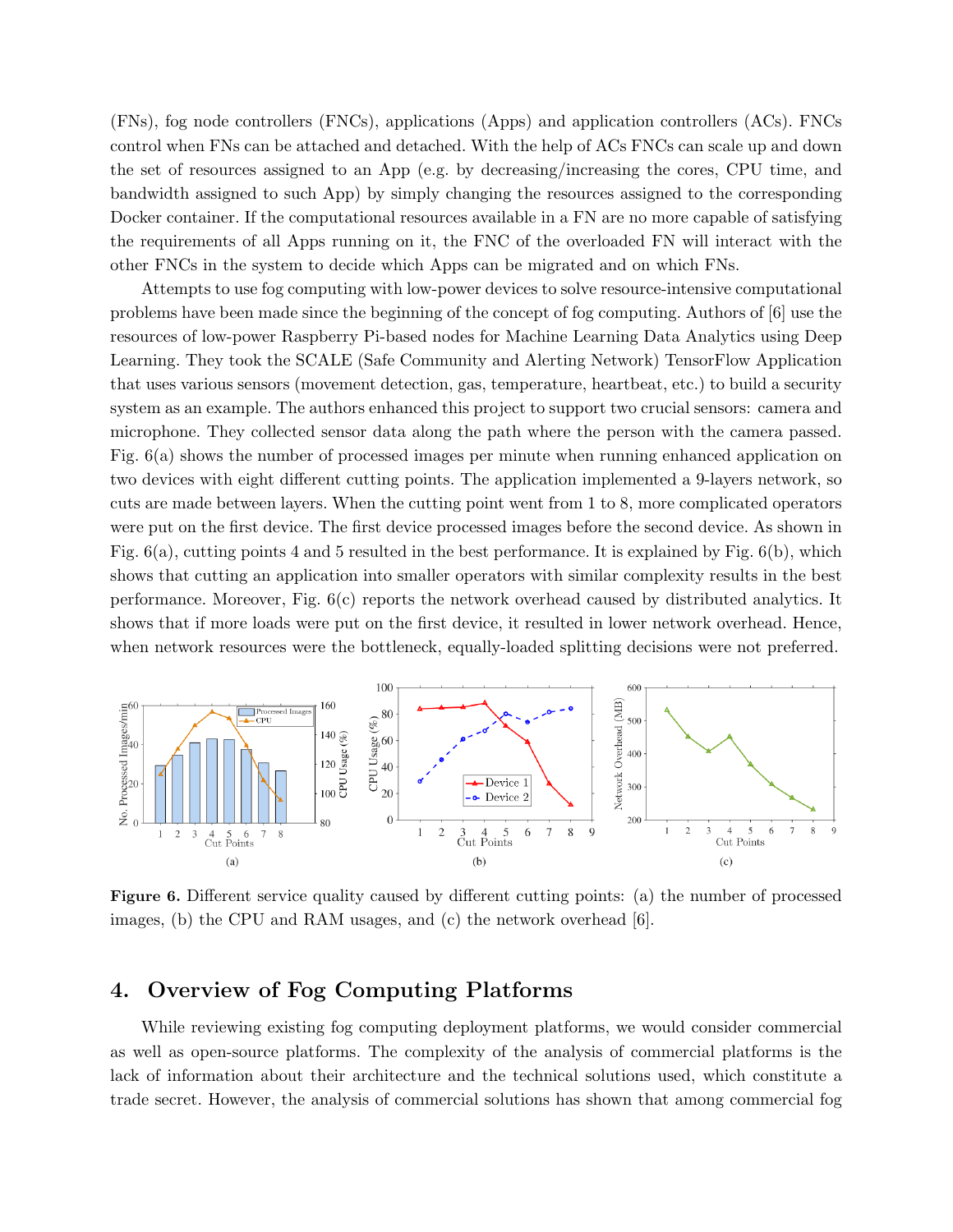(FNs), fog node controllers (FNCs), applications (Apps) and application controllers (ACs). FNCs control when FNs can be attached and detached. With the help of ACs FNCs can scale up and down the set of resources assigned to an App (e.g. by decreasing/increasing the cores, CPU time, and bandwidth assigned to such App) by simply changing the resources assigned to the corresponding Docker container. If the computational resources available in a FN are no more capable of satisfying the requirements of all Apps running on it, the FNC of the overloaded FN will interact with the other FNCs in the system to decide which Apps can be migrated and on which FNs.

Attempts to use fog computing with low-power devices to solve resource-intensive computational problems have been made since the beginning of the concept of fog computing. Authors of [6] use the resources of low-power Raspberry Pi-based nodes for Machine Learning Data Analytics using Deep Learning. They took the SCALE (Safe Community and Alerting Network) TensorFlow Application that uses various sensors (movement detection, gas, temperature, heartbeat, etc.) to build a security system as an example. The authors enhanced this project to support two crucial sensors: camera and microphone. They collected sensor data along the path where the person with the camera passed. Fig. 6(a) shows the number of processed images per minute when running enhanced application on two devices with eight different cutting points. The application implemented a 9-layers network, so cuts are made between layers. When the cutting point went from 1 to 8, more complicated operators were put on the first device. The first device processed images before the second device. As shown in Fig. 6(a), cutting points 4 and 5 resulted in the best performance. It is explained by Fig. 6(b), which shows that cutting an application into smaller operators with similar complexity results in the best performance. Moreover, Fig. 6(c) reports the network overhead caused by distributed analytics. It shows that if more loads were put on the first device, it resulted in lower network overhead. Hence, when network resources were the bottleneck, equally-loaded splitting decisions were not preferred.

**Figure 6.** Different service quality caused by different cutting points: (a) the number of processed images, (b) the CPU and RAM usages, and (c) the network overhead [6].

## 4. Overview of Fog Computing Platforms

While reviewing existing fog computing deployment platforms, we would consider commercial as well as open-source platforms. The complexity of the analysis of commercial platforms is the lack of information about their architecture and the technical solutions used, which constitute a trade secret. However, the analysis of commercial solutions has shown that among commercial fog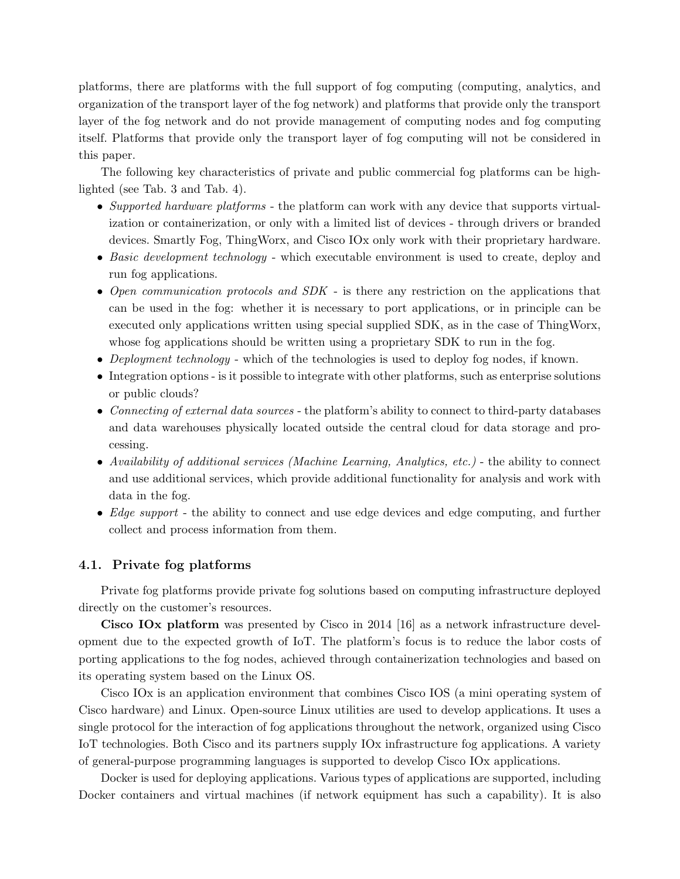platforms, there are platforms with the full support of fog computing (computing, analytics, and organization of the transport layer of the fog network) and platforms that provide only the transport layer of the fog network and do not provide management of computing nodes and fog computing itself. Platforms that provide only the transport layer of fog computing will not be considered in this paper.

The following key characteristics of private and public commercial fog platforms can be highlighted (see Tab. 3 and Tab. 4).

- *Supported hardware platforms* - the platform can work with any device that supports virtualization or containerization, or only with a limited list of devices - through drivers or branded devices. Smartly Fog, ThingWorx, and Cisco IOx only work with their proprietary hardware.
- *Basic development technology* - which executable environment is used to create, deploy and run fog applications.
- *Open communication protocols and SDK* - is there any restriction on the applications that can be used in the fog: whether it is necessary to port applications, or in principle can be executed only applications written using special supplied SDK, as in the case of ThingWorx, whose fog applications should be written using a proprietary SDK to run in the fog.
- *Deployment technology* - which of the technologies is used to deploy fog nodes, if known.
- Integration options - is it possible to integrate with other platforms, such as enterprise solutions or public clouds?
- *Connecting of external data sources* - the platform's ability to connect to third-party databases and data warehouses physically located outside the central cloud for data storage and processing.
- *Availability of additional services (Machine Learning, Analytics, etc.)* - the ability to connect and use additional services, which provide additional functionality for analysis and work with data in the fog.
- *Edge support* - the ability to connect and use edge devices and edge computing, and further collect and process information from them.

### 4.1. Private fog platforms

Private fog platforms provide private fog solutions based on computing infrastructure deployed directly on the customer's resources.

**Cisco IOx platform** was presented by Cisco in 2014 [16] as a network infrastructure development due to the expected growth of IoT. The platform's focus is to reduce the labor costs of porting applications to the fog nodes, achieved through containerization technologies and based on its operating system based on the Linux OS.

Cisco IOx is an application environment that combines Cisco IOS (a mini operating system of Cisco hardware) and Linux. Open-source Linux utilities are used to develop applications. It uses a single protocol for the interaction of fog applications throughout the network, organized using Cisco IoT technologies. Both Cisco and its partners supply IOx infrastructure fog applications. A variety of general-purpose programming languages is supported to develop Cisco IOx applications.

Docker is used for deploying applications. Various types of applications are supported, including Docker containers and virtual machines (if network equipment has such a capability). It is also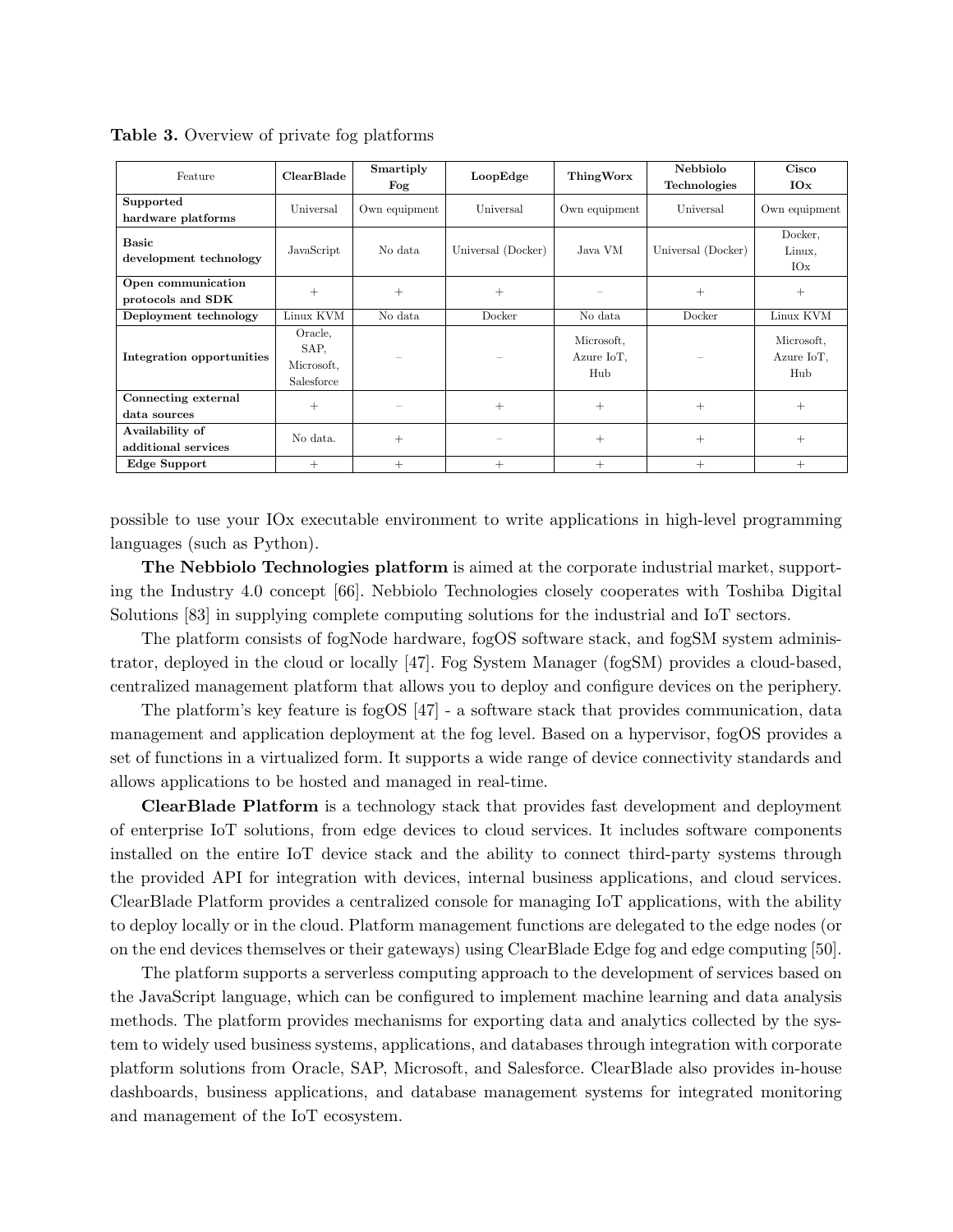**Table 3.** Overview of private fog platforms

| Feature | ClearBlade | Smartiply Fog | LoopEdge | ThingWorx | Nebbiolo Technologies | Cisco IOx |
|---|---|---|---|---|---|---|
| **Supported hardware platforms** | Universal | Own equipment | Universal | Own equipment | Universal | Own equipment |
| **Basic development technology** | JavaScript | No data | Universal (Docker) | Java VM | Universal (Docker) | Docker, Linux, IOx |
| **Open communication protocols and SDK** | + | + | + | – | + | + |
| **Deployment technology** | Linux KVM | No data | Docker | No data | Docker | Linux KVM |
| **Integration opportunities** | Oracle, SAP, Microsoft, Salesforce | – | – | Microsoft, Azure IoT, Hub | – | Microsoft, Azure IoT, Hub |
| **Connecting external data sources** | + | – | + | + | + | + |
| **Availability of additional services** | No data. | + | – | + | + | + |
| **Edge Support** | + | + | + | + | + | + |

possible to use your IOx executable environment to write applications in high-level programming languages (such as Python).

**The Nebbiolo Technologies platform** is aimed at the corporate industrial market, supporting the Industry 4.0 concept [66]. Nebbiolo Technologies closely cooperates with Toshiba Digital Solutions [83] in supplying complete computing solutions for the industrial and IoT sectors.

The platform consists of fogNode hardware, fogOS software stack, and fogSM system administrator, deployed in the cloud or locally [47]. Fog System Manager (fogSM) provides a cloud-based, centralized management platform that allows you to deploy and configure devices on the periphery.

The platform's key feature is fogOS [47] - a software stack that provides communication, data management and application deployment at the fog level. Based on a hypervisor, fogOS provides a set of functions in a virtualized form. It supports a wide range of device connectivity standards and allows applications to be hosted and managed in real-time.

**ClearBlade Platform** is a technology stack that provides fast development and deployment of enterprise IoT solutions, from edge devices to cloud services. It includes software components installed on the entire IoT device stack and the ability to connect third-party systems through the provided API for integration with devices, internal business applications, and cloud services. ClearBlade Platform provides a centralized console for managing IoT applications, with the ability to deploy locally or in the cloud. Platform management functions are delegated to the edge nodes (or on the end devices themselves or their gateways) using ClearBlade Edge fog and edge computing [50].

The platform supports a serverless computing approach to the development of services based on the JavaScript language, which can be configured to implement machine learning and data analysis methods. The platform provides mechanisms for exporting data and analytics collected by the system to widely used business systems, applications, and databases through integration with corporate platform solutions from Oracle, SAP, Microsoft, and Salesforce. ClearBlade also provides in-house dashboards, business applications, and database management systems for integrated monitoring and management of the IoT ecosystem.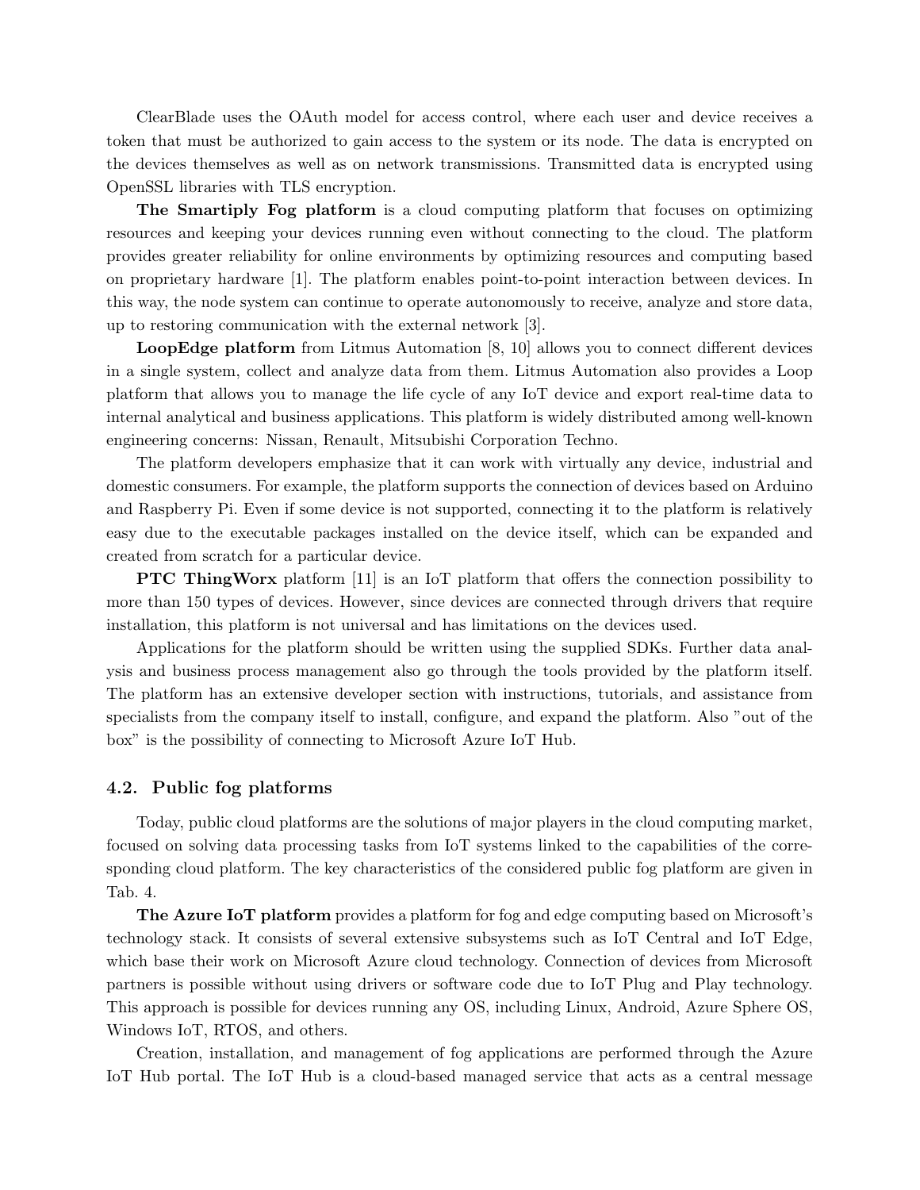ClearBlade uses the OAuth model for access control, where each user and device receives a token that must be authorized to gain access to the system or its node. The data is encrypted on the devices themselves as well as on network transmissions. Transmitted data is encrypted using OpenSSL libraries with TLS encryption.

**The Smartiply Fog platform** is a cloud computing platform that focuses on optimizing resources and keeping your devices running even without connecting to the cloud. The platform provides greater reliability for online environments by optimizing resources and computing based on proprietary hardware [1]. The platform enables point-to-point interaction between devices. In this way, the node system can continue to operate autonomously to receive, analyze and store data, up to restoring communication with the external network [3].

**LoopEdge platform** from Litmus Automation [8, 10] allows you to connect different devices in a single system, collect and analyze data from them. Litmus Automation also provides a Loop platform that allows you to manage the life cycle of any IoT device and export real-time data to internal analytical and business applications. This platform is widely distributed among well-known engineering concerns: Nissan, Renault, Mitsubishi Corporation Techno.

The platform developers emphasize that it can work with virtually any device, industrial and domestic consumers. For example, the platform supports the connection of devices based on Arduino and Raspberry Pi. Even if some device is not supported, connecting it to the platform is relatively easy due to the executable packages installed on the device itself, which can be expanded and created from scratch for a particular device.

**PTC ThingWorx** platform [11] is an IoT platform that offers the connection possibility to more than 150 types of devices. However, since devices are connected through drivers that require installation, this platform is not universal and has limitations on the devices used.

Applications for the platform should be written using the supplied SDKs. Further data analysis and business process management also go through the tools provided by the platform itself. The platform has an extensive developer section with instructions, tutorials, and assistance from specialists from the company itself to install, configure, and expand the platform. Also "out of the box" is the possibility of connecting to Microsoft Azure IoT Hub.

### 4.2. Public fog platforms

Today, public cloud platforms are the solutions of major players in the cloud computing market, focused on solving data processing tasks from IoT systems linked to the capabilities of the corresponding cloud platform. The key characteristics of the considered public fog platform are given in Tab. 4.

**The Azure IoT platform** provides a platform for fog and edge computing based on Microsoft's technology stack. It consists of several extensive subsystems such as IoT Central and IoT Edge, which base their work on Microsoft Azure cloud technology. Connection of devices from Microsoft partners is possible without using drivers or software code due to IoT Plug and Play technology. This approach is possible for devices running any OS, including Linux, Android, Azure Sphere OS, Windows IoT, RTOS, and others.

Creation, installation, and management of fog applications are performed through the Azure IoT Hub portal. The IoT Hub is a cloud-based managed service that acts as a central message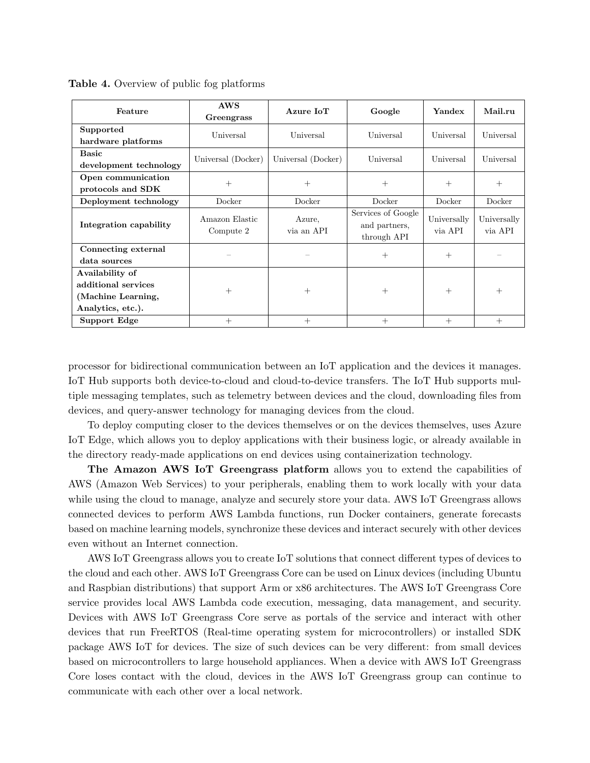**Table 4.** Overview of public fog platforms

| Feature | AWS Greengrass | Azure IoT | Google | Yandex | Mail.ru |
|---|---|---|---|---|---|
| **Supported hardware platforms** | Universal | Universal | Universal | Universal | Universal |
| **Basic development technology** | Universal (Docker) | Universal (Docker) | Universal | Universal | Universal |
| **Open communication protocols and SDK** | + | + | + | + | + |
| **Deployment technology** | Docker | Docker | Docker | Docker | Docker |
| **Integration capability** | Amazon Elastic Compute 2 | Azure, via an API | Services of Google and partners, through API | Universally via API | Universally via API |
| **Connecting external data sources** | – | – | + | + | – |
| **Availability of additional services (Machine Learning, Analytics, etc.).** | + | + | + | + | + |
| **Support Edge** | + | + | + | + | + |

processor for bidirectional communication between an IoT application and the devices it manages. IoT Hub supports both device-to-cloud and cloud-to-device transfers. The IoT Hub supports multiple messaging templates, such as telemetry between devices and the cloud, downloading files from devices, and query-answer technology for managing devices from the cloud.

To deploy computing closer to the devices themselves or on the devices themselves, uses Azure IoT Edge, which allows you to deploy applications with their business logic, or already available in the directory ready-made applications on end devices using containerization technology.

**The Amazon AWS IoT Greengrass platform** allows you to extend the capabilities of AWS (Amazon Web Services) to your peripherals, enabling them to work locally with your data while using the cloud to manage, analyze and securely store your data. AWS IoT Greengrass allows connected devices to perform AWS Lambda functions, run Docker containers, generate forecasts based on machine learning models, synchronize these devices and interact securely with other devices even without an Internet connection.

AWS IoT Greengrass allows you to create IoT solutions that connect different types of devices to the cloud and each other. AWS IoT Greengrass Core can be used on Linux devices (including Ubuntu and Raspbian distributions) that support Arm or x86 architectures. The AWS IoT Greengrass Core service provides local AWS Lambda code execution, messaging, data management, and security. Devices with AWS IoT Greengrass Core serve as portals of the service and interact with other devices that run FreeRTOS (Real-time operating system for microcontrollers) or installed SDK package AWS IoT for devices. The size of such devices can be very different: from small devices based on microcontrollers to large household appliances. When a device with AWS IoT Greengrass Core loses contact with the cloud, devices in the AWS IoT Greengrass group can continue to communicate with each other over a local network.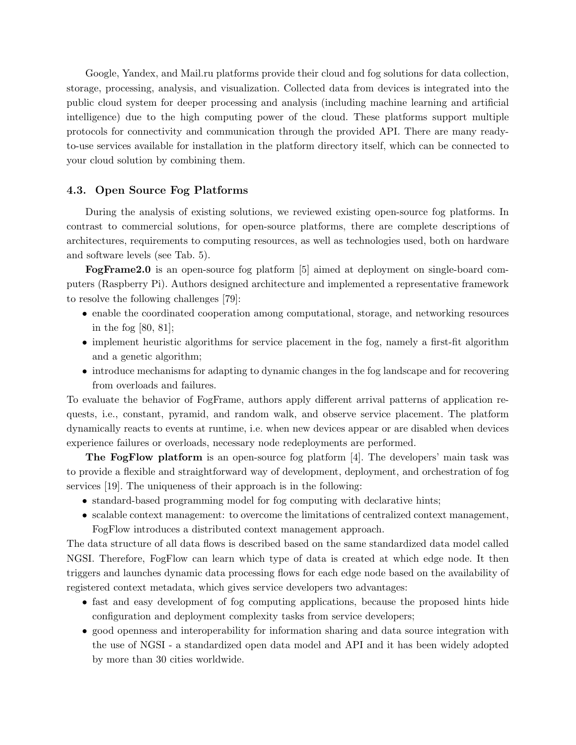Google, Yandex, and Mail.ru platforms provide their cloud and fog solutions for data collection, storage, processing, analysis, and visualization. Collected data from devices is integrated into the public cloud system for deeper processing and analysis (including machine learning and artificial intelligence) due to the high computing power of the cloud. These platforms support multiple protocols for connectivity and communication through the provided API. There are many ready-to-use services available for installation in the platform directory itself, which can be connected to your cloud solution by combining them.

### 4.3. Open Source Fog Platforms

During the analysis of existing solutions, we reviewed existing open-source fog platforms. In contrast to commercial solutions, for open-source platforms, there are complete descriptions of architectures, requirements to computing resources, as well as technologies used, both on hardware and software levels (see Tab. 5).

**FogFrame2.0** is an open-source fog platform [5] aimed at deployment on single-board computers (Raspberry Pi). Authors designed architecture and implemented a representative framework to resolve the following challenges [79]:

- enable the coordinated cooperation among computational, storage, and networking resources in the fog [80, 81];
- implement heuristic algorithms for service placement in the fog, namely a first-fit algorithm and a genetic algorithm;
- introduce mechanisms for adapting to dynamic changes in the fog landscape and for recovering from overloads and failures.

To evaluate the behavior of FogFrame, authors apply different arrival patterns of application requests, i.e., constant, pyramid, and random walk, and observe service placement. The platform dynamically reacts to events at runtime, i.e. when new devices appear or are disabled when devices experience failures or overloads, necessary node redeployments are performed.

**The FogFlow platform** is an open-source fog platform [4]. The developers' main task was to provide a flexible and straightforward way of development, deployment, and orchestration of fog services [19]. The uniqueness of their approach is in the following:

- standard-based programming model for fog computing with declarative hints;
- scalable context management: to overcome the limitations of centralized context management, FogFlow introduces a distributed context management approach.

The data structure of all data flows is described based on the same standardized data model called NGSI. Therefore, FogFlow can learn which type of data is created at which edge node. It then triggers and launches dynamic data processing flows for each edge node based on the availability of registered context metadata, which gives service developers two advantages:

- fast and easy development of fog computing applications, because the proposed hints hide configuration and deployment complexity tasks from service developers;
- good openness and interoperability for information sharing and data source integration with the use of NGSI - a standardized open data model and API and it has been widely adopted by more than 30 cities worldwide.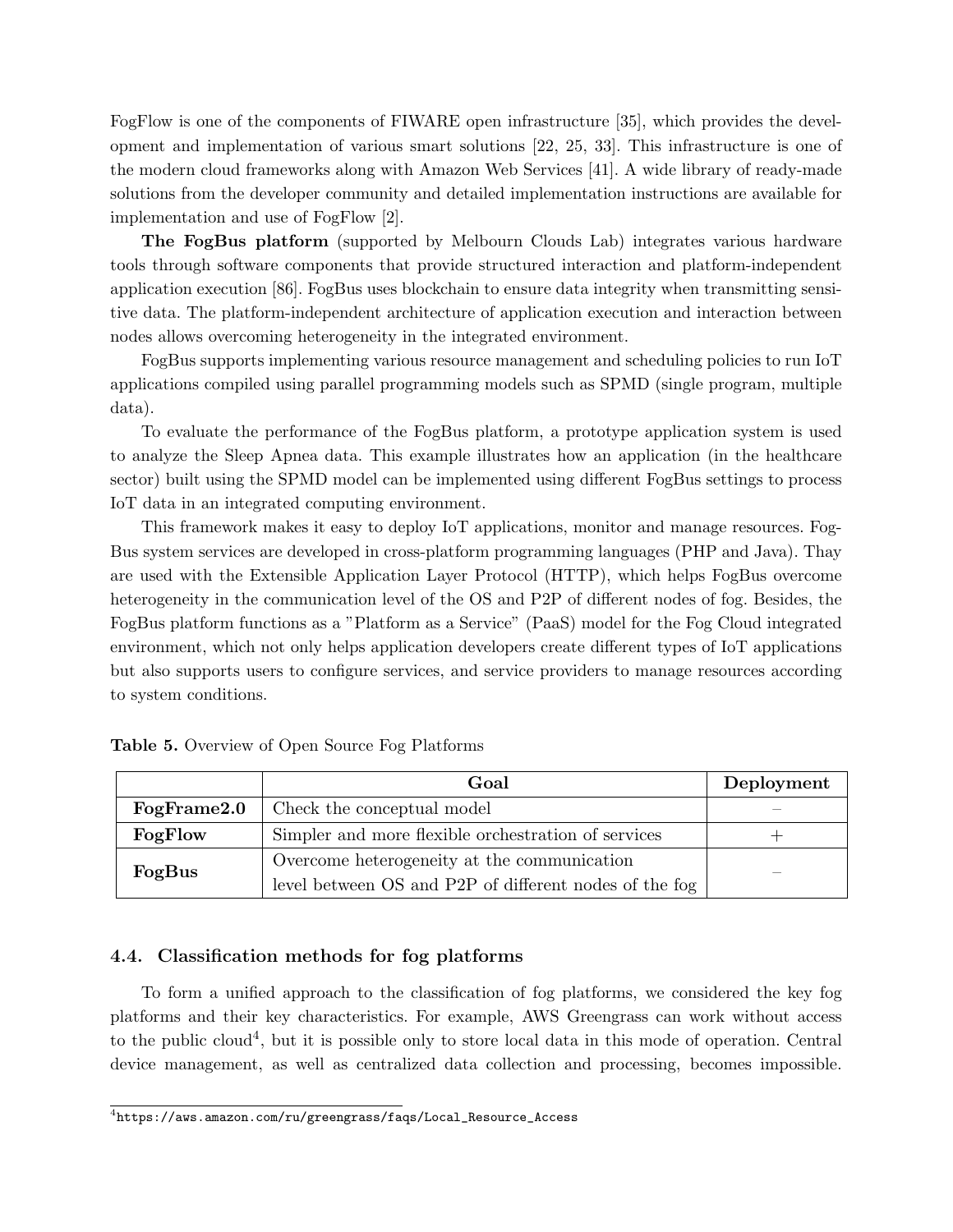FogFlow is one of the components of FIWARE open infrastructure [35], which provides the development and implementation of various smart solutions [22, 25, 33]. This infrastructure is one of the modern cloud frameworks along with Amazon Web Services [41]. A wide library of ready-made solutions from the developer community and detailed implementation instructions are available for implementation and use of FogFlow [2].

**The FogBus platform** (supported by Melbourn Clouds Lab) integrates various hardware tools through software components that provide structured interaction and platform-independent application execution [86]. FogBus uses blockchain to ensure data integrity when transmitting sensitive data. The platform-independent architecture of application execution and interaction between nodes allows overcoming heterogeneity in the integrated environment.

FogBus supports implementing various resource management and scheduling policies to run IoT applications compiled using parallel programming models such as SPMD (single program, multiple data).

To evaluate the performance of the FogBus platform, a prototype application system is used to analyze the Sleep Apnea data. This example illustrates how an application (in the healthcare sector) built using the SPMD model can be implemented using different FogBus settings to process IoT data in an integrated computing environment.

This framework makes it easy to deploy IoT applications, monitor and manage resources. FogBus system services are developed in cross-platform programming languages (PHP and Java). Thay are used with the Extensible Application Layer Protocol (HTTP), which helps FogBus overcome heterogeneity in the communication level of the OS and P2P of different nodes of fog. Besides, the FogBus platform functions as a "Platform as a Service" (PaaS) model for the Fog Cloud integrated environment, which not only helps application developers create different types of IoT applications but also supports users to configure services, and service providers to manage resources according to system conditions.

**Table 5.** Overview of Open Source Fog Platforms

| | Goal | Deployment |
|---|---|---|
| **FogFrame2.0** | Check the conceptual model | – |
| **FogFlow** | Simpler and more flexible orchestration of services | + |
| **FogBus** | Overcome heterogeneity at the communication level between OS and P2P of different nodes of the fog | – |

### 4.4. Classification methods for fog platforms

To form a unified approach to the classification of fog platforms, we considered the key fog platforms and their key characteristics. For example, AWS Greengrass can work without access to the public cloud[4], but it is possible only to store local data in this mode of operation. Central device management, as well as centralized data collection and processing, becomes impossible.

[4] https://aws.amazon.com/ru/greengrass/faqs/Local_Resource_Access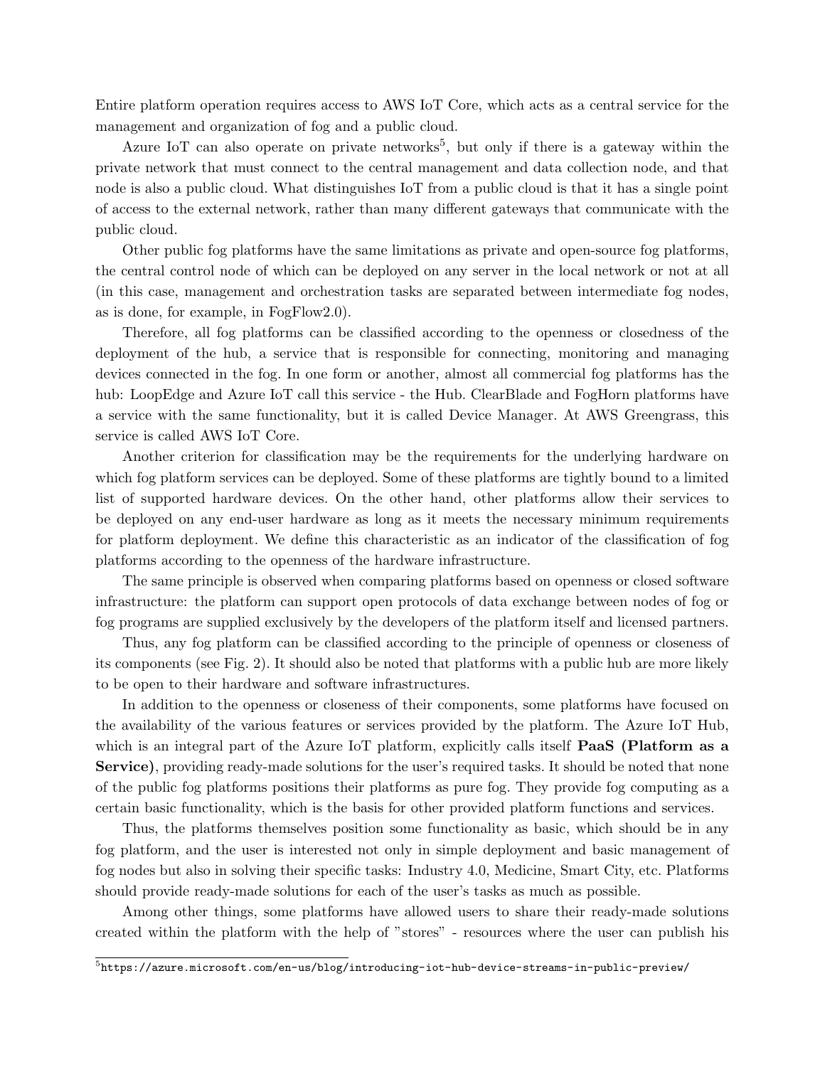Entire platform operation requires access to AWS IoT Core, which acts as a central service for the management and organization of fog and a public cloud.

Azure IoT can also operate on private networks[5], but only if there is a gateway within the private network that must connect to the central management and data collection node, and that node is also a public cloud. What distinguishes IoT from a public cloud is that it has a single point of access to the external network, rather than many different gateways that communicate with the public cloud.

Other public fog platforms have the same limitations as private and open-source fog platforms, the central control node of which can be deployed on any server in the local network or not at all (in this case, management and orchestration tasks are separated between intermediate fog nodes, as is done, for example, in FogFlow2.0).

Therefore, all fog platforms can be classified according to the openness or closedness of the deployment of the hub, a service that is responsible for connecting, monitoring and managing devices connected in the fog. In one form or another, almost all commercial fog platforms has the hub: LoopEdge and Azure IoT call this service - the Hub. ClearBlade and FogHorn platforms have a service with the same functionality, but it is called Device Manager. At AWS Greengrass, this service is called AWS IoT Core.

Another criterion for classification may be the requirements for the underlying hardware on which fog platform services can be deployed. Some of these platforms are tightly bound to a limited list of supported hardware devices. On the other hand, other platforms allow their services to be deployed on any end-user hardware as long as it meets the necessary minimum requirements for platform deployment. We define this characteristic as an indicator of the classification of fog platforms according to the openness of the hardware infrastructure.

The same principle is observed when comparing platforms based on openness or closed software infrastructure: the platform can support open protocols of data exchange between nodes of fog or fog programs are supplied exclusively by the developers of the platform itself and licensed partners.

Thus, any fog platform can be classified according to the principle of openness or closeness of its components (see Fig. 2). It should also be noted that platforms with a public hub are more likely to be open to their hardware and software infrastructures.

In addition to the openness or closeness of their components, some platforms have focused on the availability of the various features or services provided by the platform. The Azure IoT Hub, which is an integral part of the Azure IoT platform, explicitly calls itself **PaaS (Platform as a Service)**, providing ready-made solutions for the user's required tasks. It should be noted that none of the public fog platforms positions their platforms as pure fog. They provide fog computing as a certain basic functionality, which is the basis for other provided platform functions and services.

Thus, the platforms themselves position some functionality as basic, which should be in any fog platform, and the user is interested not only in simple deployment and basic management of fog nodes but also in solving their specific tasks: Industry 4.0, Medicine, Smart City, etc. Platforms should provide ready-made solutions for each of the user's tasks as much as possible.

Among other things, some platforms have allowed users to share their ready-made solutions created within the platform with the help of "stores" - resources where the user can publish his

[5] https://azure.microsoft.com/en-us/blog/introducing-iot-hub-device-streams-in-public-preview/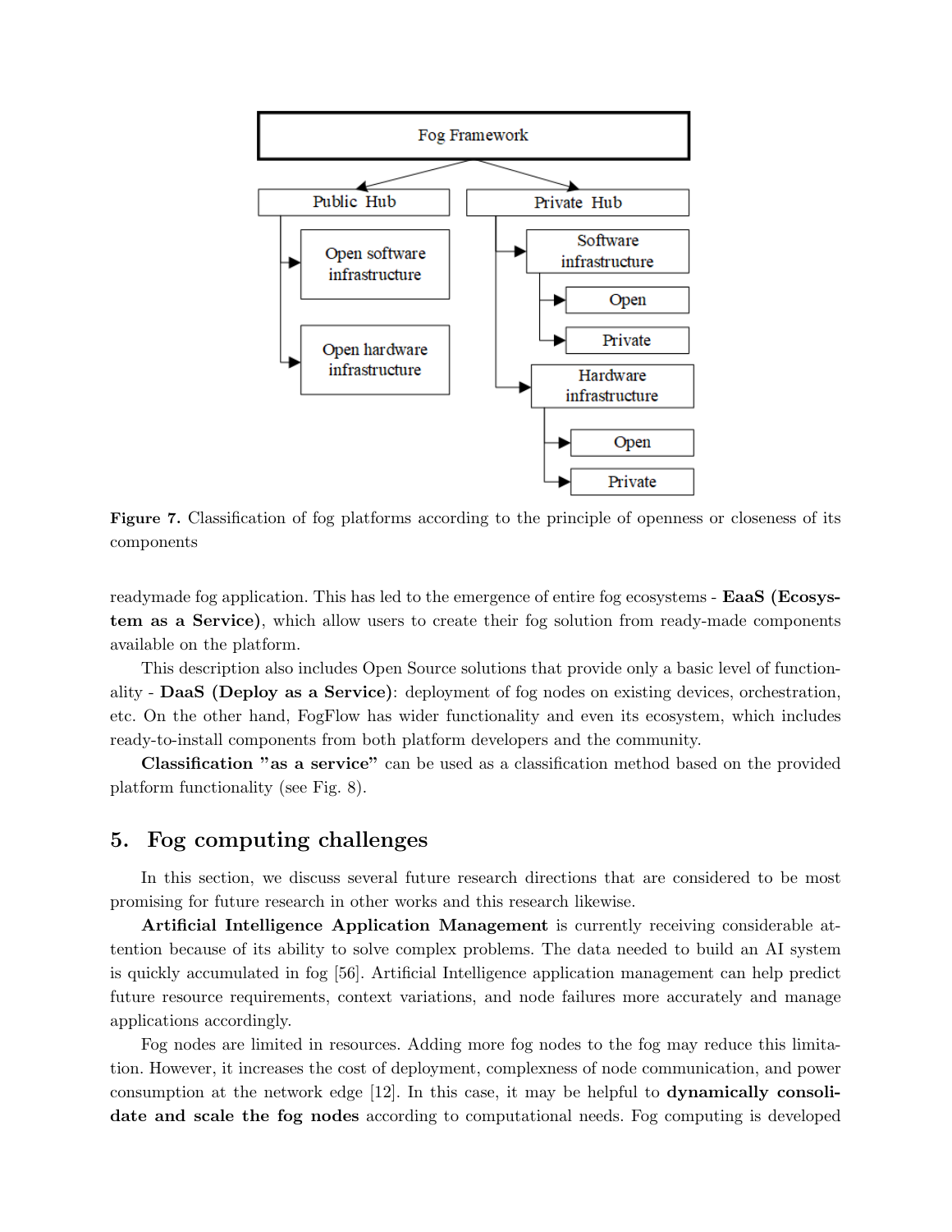**Figure 7.** Classification of fog platforms according to the principle of openness or closeness of its components

readymade fog application. This has led to the emergence of entire fog ecosystems - **EaaS (Ecosystem as a Service)**, which allow users to create their fog solution from ready-made components available on the platform.

This description also includes Open Source solutions that provide only a basic level of functionality - **DaaS (Deploy as a Service)**: deployment of fog nodes on existing devices, orchestration, etc. On the other hand, FogFlow has wider functionality and even its ecosystem, which includes ready-to-install components from both platform developers and the community.

**Classification "as a service"** can be used as a classification method based on the provided platform functionality (see Fig. 8).

## 5. Fog computing challenges

In this section, we discuss several future research directions that are considered to be most promising for future research in other works and this research likewise.

**Artificial Intelligence Application Management** is currently receiving considerable attention because of its ability to solve complex problems. The data needed to build an AI system is quickly accumulated in fog [56]. Artificial Intelligence application management can help predict future resource requirements, context variations, and node failures more accurately and manage applications accordingly.

Fog nodes are limited in resources. Adding more fog nodes to the fog may reduce this limitation. However, it increases the cost of deployment, complexness of node communication, and power consumption at the network edge [12]. In this case, it may be helpful to **dynamically consolidate and scale the fog nodes** according to computational needs. Fog computing is developed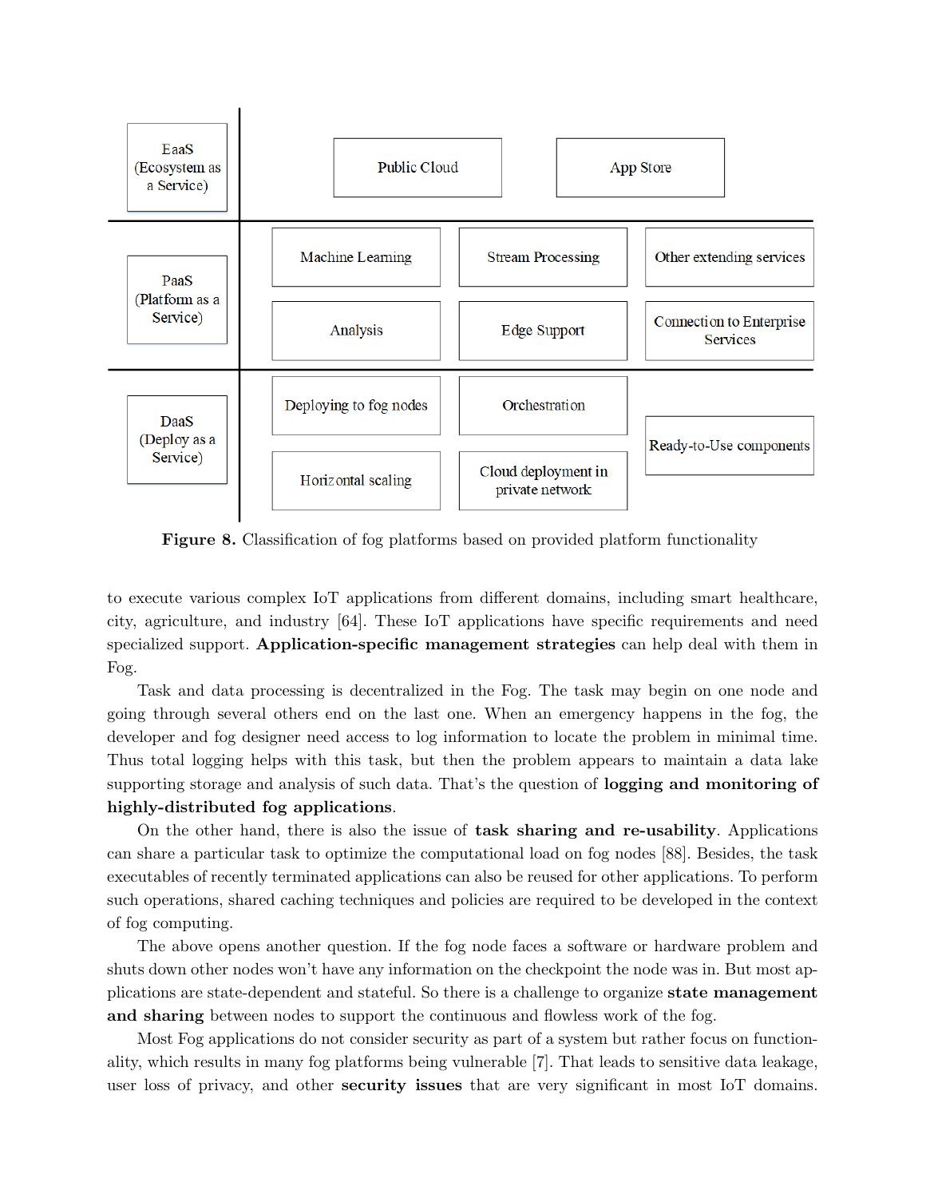| | | | |
|---|---|---|---|
| EaaS (Ecosystem as a Service) | Public Cloud | App Store | |
| PaaS (Platform as a Service) | Machine Learning | Stream Processing | Other extending services |
| | Analysis | Edge Support | Connection to Enterprise Services |
| DaaS (Deploy as a Service) | Deploying to fog nodes | Orchestration | Ready-to-Use components |
| | Horizontal scaling | Cloud deployment in private network | |

**Figure 8.** Classification of fog platforms based on provided platform functionality

to execute various complex IoT applications from different domains, including smart healthcare, city, agriculture, and industry [64]. These IoT applications have specific requirements and need specialized support. **Application-specific management strategies** can help deal with them in Fog.

Task and data processing is decentralized in the Fog. The task may begin on one node and going through several others end on the last one. When an emergency happens in the fog, the developer and fog designer need access to log information to locate the problem in minimal time. Thus total logging helps with this task, but then the problem appears to maintain a data lake supporting storage and analysis of such data. That's the question of **logging and monitoring of highly-distributed fog applications**.

On the other hand, there is also the issue of **task sharing and re-usability**. Applications can share a particular task to optimize the computational load on fog nodes [88]. Besides, the task executables of recently terminated applications can also be reused for other applications. To perform such operations, shared caching techniques and policies are required to be developed in the context of fog computing.

The above opens another question. If the fog node faces a software or hardware problem and shuts down other nodes won't have any information on the checkpoint the node was in. But most applications are state-dependent and stateful. So there is a challenge to organize **state management and sharing** between nodes to support the continuous and flowless work of the fog.

Most Fog applications do not consider security as part of a system but rather focus on functionality, which results in many fog platforms being vulnerable [7]. That leads to sensitive data leakage, user loss of privacy, and other **security issues** that are very significant in most IoT domains.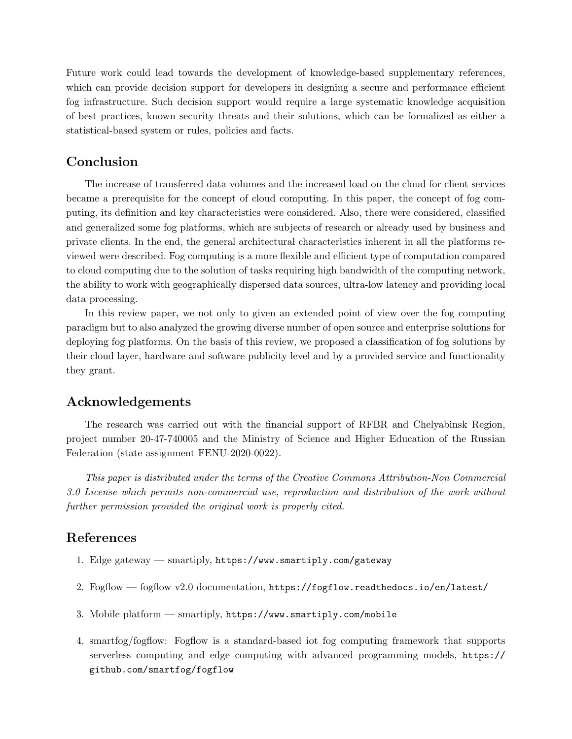Future work could lead towards the development of knowledge-based supplementary references, which can provide decision support for developers in designing a secure and performance efficient fog infrastructure. Such decision support would require a large systematic knowledge acquisition of best practices, known security threats and their solutions, which can be formalized as either a statistical-based system or rules, policies and facts.

## Conclusion

The increase of transferred data volumes and the increased load on the cloud for client services became a prerequisite for the concept of cloud computing. In this paper, the concept of fog computing, its definition and key characteristics were considered. Also, there were considered, classified and generalized some fog platforms, which are subjects of research or already used by business and private clients. In the end, the general architectural characteristics inherent in all the platforms reviewed were described. Fog computing is a more flexible and efficient type of computation compared to cloud computing due to the solution of tasks requiring high bandwidth of the computing network, the ability to work with geographically dispersed data sources, ultra-low latency and providing local data processing.

In this review paper, we not only to given an extended point of view over the fog computing paradigm but to also analyzed the growing diverse number of open source and enterprise solutions for deploying fog platforms. On the basis of this review, we proposed a classification of fog solutions by their cloud layer, hardware and software publicity level and by a provided service and functionality they grant.

## Acknowledgements

The research was carried out with the financial support of RFBR and Chelyabinsk Region, project number 20-47-740005 and the Ministry of Science and Higher Education of the Russian Federation (state assignment FENU-2020-0022).

*This paper is distributed under the terms of the Creative Commons Attribution-Non Commercial 3.0 License which permits non-commercial use, reproduction and distribution of the work without further permission provided the original work is properly cited.*

## References

1. Edge gateway — smartiply, `https://www.smartiply.com/gateway`
2. Fogflow — fogflow v2.0 documentation, `https://fogflow.readthedocs.io/en/latest/`
3. Mobile platform — smartiply, `https://www.smartiply.com/mobile`
4. smartfog/fogflow: Fogflow is a standard-based iot fog computing framework that supports serverless computing and edge computing with advanced programming models, `https://github.com/smartfog/fogflow`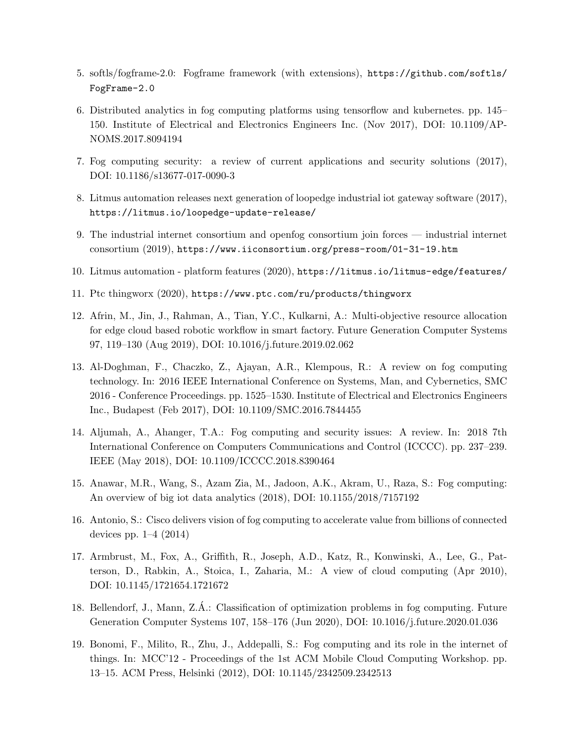5. softls/fogframe-2.0: Fogframe framework (with extensions), https://github.com/softls/FogFrame-2.0

6. Distributed analytics in fog computing platforms using tensorflow and kubernetes. pp. 145–150. Institute of Electrical and Electronics Engineers Inc. (Nov 2017), DOI: 10.1109/APNOMS.2017.8094194

7. Fog computing security: a review of current applications and security solutions (2017), DOI: 10.1186/s13677-017-0090-3

8. Litmus automation releases next generation of loopedge industrial iot gateway software (2017), https://litmus.io/loopedge-update-release/

9. The industrial internet consortium and openfog consortium join forces — industrial internet consortium (2019), https://www.iiconsortium.org/press-room/01-31-19.htm

10. Litmus automation - platform features (2020), https://litmus.io/litmus-edge/features/

11. Ptc thingworx (2020), https://www.ptc.com/ru/products/thingworx

12. Afrin, M., Jin, J., Rahman, A., Tian, Y.C., Kulkarni, A.: Multi-objective resource allocation for edge cloud based robotic workflow in smart factory. Future Generation Computer Systems 97, 119–130 (Aug 2019), DOI: 10.1016/j.future.2019.02.062

13. Al-Doghman, F., Chaczko, Z., Ajayan, A.R., Klempous, R.: A review on fog computing technology. In: 2016 IEEE International Conference on Systems, Man, and Cybernetics, SMC 2016 - Conference Proceedings. pp. 1525–1530. Institute of Electrical and Electronics Engineers Inc., Budapest (Feb 2017), DOI: 10.1109/SMC.2016.7844455

14. Aljumah, A., Ahanger, T.A.: Fog computing and security issues: A review. In: 2018 7th International Conference on Computers Communications and Control (ICCCC). pp. 237–239. IEEE (May 2018), DOI: 10.1109/ICCCC.2018.8390464

15. Anawar, M.R., Wang, S., Azam Zia, M., Jadoon, A.K., Akram, U., Raza, S.: Fog computing: An overview of big iot data analytics (2018), DOI: 10.1155/2018/7157192

16. Antonio, S.: Cisco delivers vision of fog computing to accelerate value from billions of connected devices pp. 1–4 (2014)

17. Armbrust, M., Fox, A., Griffith, R., Joseph, A.D., Katz, R., Konwinski, A., Lee, G., Patterson, D., Rabkin, A., Stoica, I., Zaharia, M.: A view of cloud computing (Apr 2010), DOI: 10.1145/1721654.1721672

18. Bellendorf, J., Mann, Z.Á.: Classification of optimization problems in fog computing. Future Generation Computer Systems 107, 158–176 (Jun 2020), DOI: 10.1016/j.future.2020.01.036

19. Bonomi, F., Milito, R., Zhu, J., Addepalli, S.: Fog computing and its role in the internet of things. In: MCC'12 - Proceedings of the 1st ACM Mobile Cloud Computing Workshop. pp. 13–15. ACM Press, Helsinki (2012), DOI: 10.1145/2342509.2342513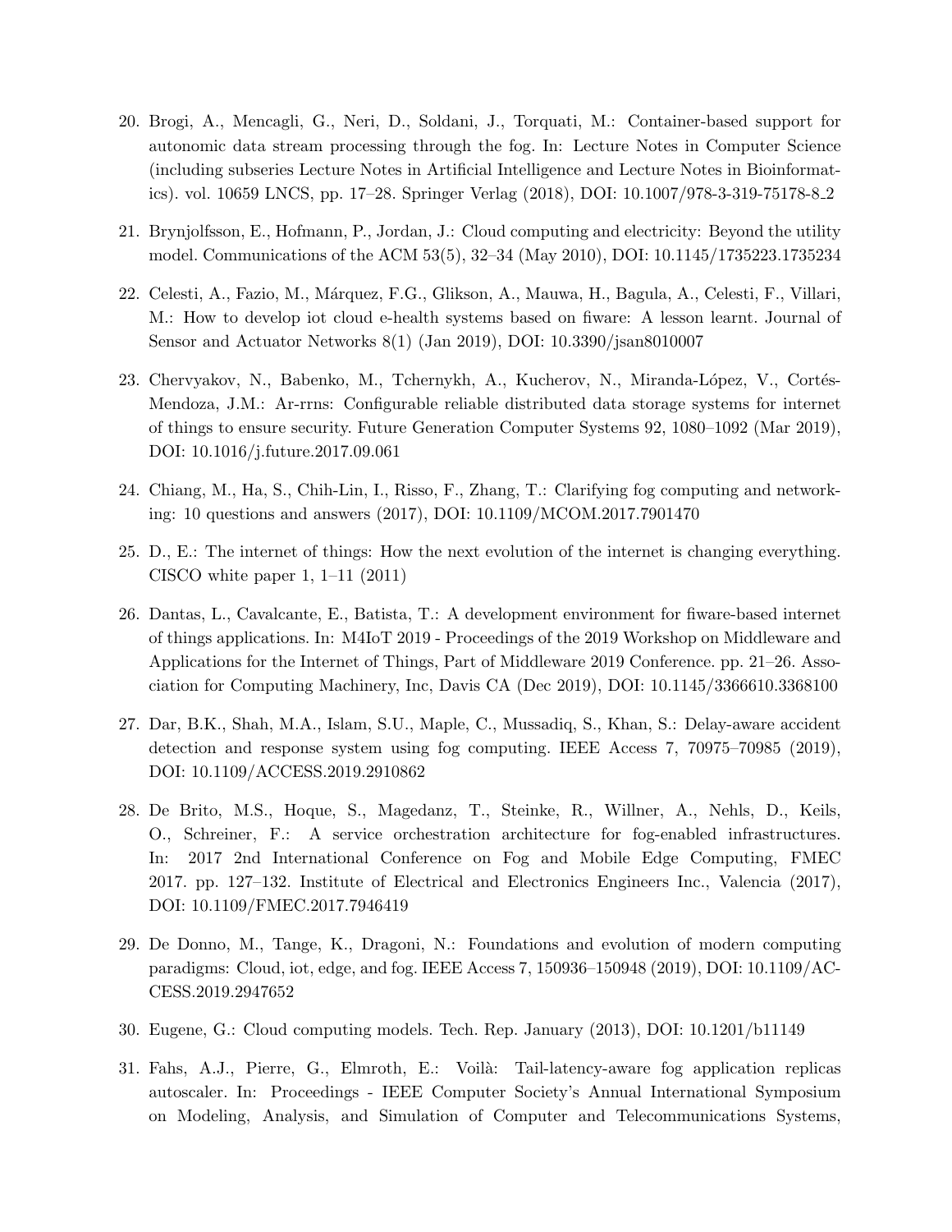20. Brogi, A., Mencagli, G., Neri, D., Soldani, J., Torquati, M.: Container-based support for autonomic data stream processing through the fog. In: Lecture Notes in Computer Science (including subseries Lecture Notes in Artificial Intelligence and Lecture Notes in Bioinformatics). vol. 10659 LNCS, pp. 17–28. Springer Verlag (2018), DOI: 10.1007/978-3-319-75178-8_2
21. Brynjolfsson, E., Hofmann, P., Jordan, J.: Cloud computing and electricity: Beyond the utility model. Communications of the ACM 53(5), 32–34 (May 2010), DOI: 10.1145/1735223.1735234
22. Celesti, A., Fazio, M., Márquez, F.G., Glikson, A., Mauwa, H., Bagula, A., Celesti, F., Villari, M.: How to develop iot cloud e-health systems based on fiware: A lesson learnt. Journal of Sensor and Actuator Networks 8(1) (Jan 2019), DOI: 10.3390/jsan8010007
23. Chervyakov, N., Babenko, M., Tchernykh, A., Kucherov, N., Miranda-López, V., Cortés-Mendoza, J.M.: Ar-rrns: Configurable reliable distributed data storage systems for internet of things to ensure security. Future Generation Computer Systems 92, 1080–1092 (Mar 2019), DOI: 10.1016/j.future.2017.09.061
24. Chiang, M., Ha, S., Chih-Lin, I., Risso, F., Zhang, T.: Clarifying fog computing and networking: 10 questions and answers (2017), DOI: 10.1109/MCOM.2017.7901470
25. D., E.: The internet of things: How the next evolution of the internet is changing everything. CISCO white paper 1, 1–11 (2011)
26. Dantas, L., Cavalcante, E., Batista, T.: A development environment for fiware-based internet of things applications. In: M4IoT 2019 - Proceedings of the 2019 Workshop on Middleware and Applications for the Internet of Things, Part of Middleware 2019 Conference. pp. 21–26. Association for Computing Machinery, Inc, Davis CA (Dec 2019), DOI: 10.1145/3366610.3368100
27. Dar, B.K., Shah, M.A., Islam, S.U., Maple, C., Mussadiq, S., Khan, S.: Delay-aware accident detection and response system using fog computing. IEEE Access 7, 70975–70985 (2019), DOI: 10.1109/ACCESS.2019.2910862
28. De Brito, M.S., Hoque, S., Magedanz, T., Steinke, R., Willner, A., Nehls, D., Keils, O., Schreiner, F.: A service orchestration architecture for fog-enabled infrastructures. In: 2017 2nd International Conference on Fog and Mobile Edge Computing, FMEC 2017. pp. 127–132. Institute of Electrical and Electronics Engineers Inc., Valencia (2017), DOI: 10.1109/FMEC.2017.7946419
29. De Donno, M., Tange, K., Dragoni, N.: Foundations and evolution of modern computing paradigms: Cloud, iot, edge, and fog. IEEE Access 7, 150936–150948 (2019), DOI: 10.1109/ACCESS.2019.2947652
30. Eugene, G.: Cloud computing models. Tech. Rep. January (2013), DOI: 10.1201/b11149
31. Fahs, A.J., Pierre, G., Elmroth, E.: Voilà: Tail-latency-aware fog application replicas autoscaler. In: Proceedings - IEEE Computer Society's Annual International Symposium on Modeling, Analysis, and Simulation of Computer and Telecommunications Systems,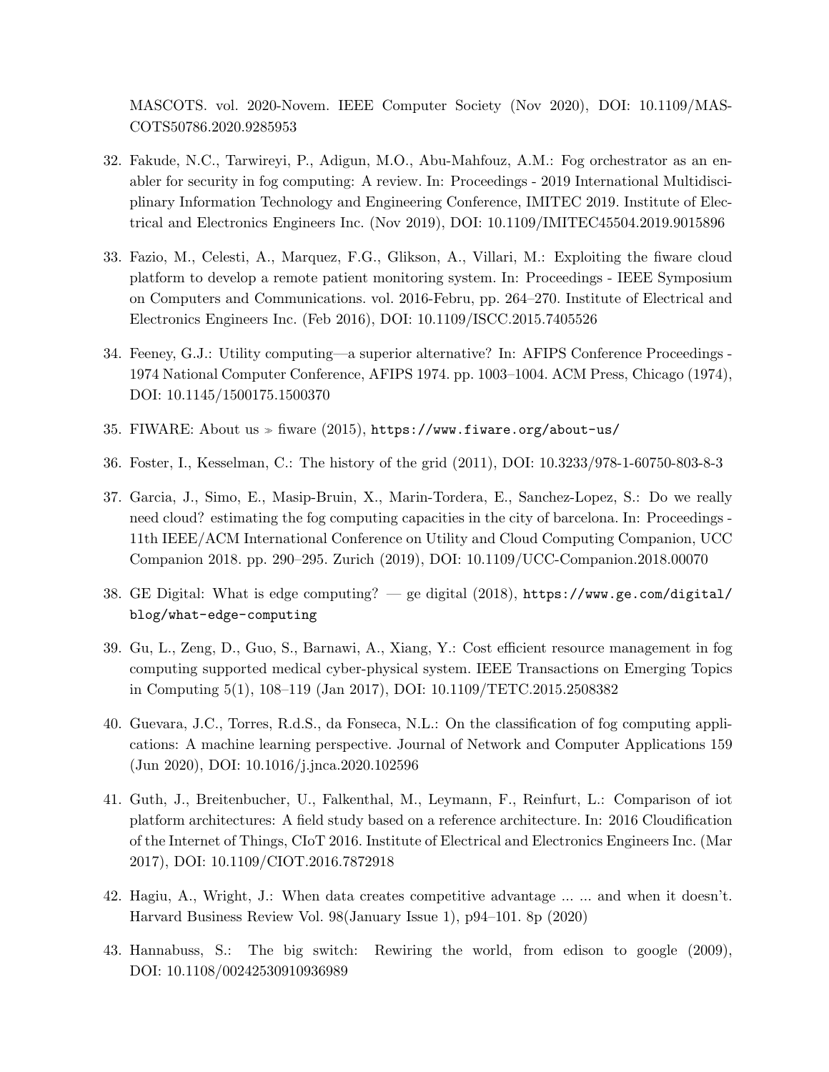MASCOTS. vol. 2020-Novem. IEEE Computer Society (Nov 2020), DOI: 10.1109/MASCOTS50786.2020.9285953

32. Fakude, N.C., Tarwireyi, P., Adigun, M.O., Abu-Mahfouz, A.M.: Fog orchestrator as an enabler for security in fog computing: A review. In: Proceedings - 2019 International Multidisciplinary Information Technology and Engineering Conference, IMITEC 2019. Institute of Electrical and Electronics Engineers Inc. (Nov 2019), DOI: 10.1109/IMITEC45504.2019.9015896

33. Fazio, M., Celesti, A., Marquez, F.G., Glikson, A., Villari, M.: Exploiting the fiware cloud platform to develop a remote patient monitoring system. In: Proceedings - IEEE Symposium on Computers and Communications. vol. 2016-Febru, pp. 264–270. Institute of Electrical and Electronics Engineers Inc. (Feb 2016), DOI: 10.1109/ISCC.2015.7405526

34. Feeney, G.J.: Utility computing—a superior alternative? In: AFIPS Conference Proceedings - 1974 National Computer Conference, AFIPS 1974. pp. 1003–1004. ACM Press, Chicago (1974), DOI: 10.1145/1500175.1500370

35. FIWARE: About us » fiware (2015), https://www.fiware.org/about-us/

36. Foster, I., Kesselman, C.: The history of the grid (2011), DOI: 10.3233/978-1-60750-803-8-3

37. Garcia, J., Simo, E., Masip-Bruin, X., Marin-Tordera, E., Sanchez-Lopez, S.: Do we really need cloud? estimating the fog computing capacities in the city of barcelona. In: Proceedings - 11th IEEE/ACM International Conference on Utility and Cloud Computing Companion, UCC Companion 2018. pp. 290–295. Zurich (2019), DOI: 10.1109/UCC-Companion.2018.00070

38. GE Digital: What is edge computing? — ge digital (2018), https://www.ge.com/digital/blog/what-edge-computing

39. Gu, L., Zeng, D., Guo, S., Barnawi, A., Xiang, Y.: Cost efficient resource management in fog computing supported medical cyber-physical system. IEEE Transactions on Emerging Topics in Computing 5(1), 108–119 (Jan 2017), DOI: 10.1109/TETC.2015.2508382

40. Guevara, J.C., Torres, R.d.S., da Fonseca, N.L.: On the classification of fog computing applications: A machine learning perspective. Journal of Network and Computer Applications 159 (Jun 2020), DOI: 10.1016/j.jnca.2020.102596

41. Guth, J., Breitenbucher, U., Falkenthal, M., Leymann, F., Reinfurt, L.: Comparison of iot platform architectures: A field study based on a reference architecture. In: 2016 Cloudification of the Internet of Things, CIoT 2016. Institute of Electrical and Electronics Engineers Inc. (Mar 2017), DOI: 10.1109/CIOT.2016.7872918

42. Hagiu, A., Wright, J.: When data creates competitive advantage ... ... and when it doesn't. Harvard Business Review Vol. 98(January Issue 1), p94–101. 8p (2020)

43. Hannabuss, S.: The big switch: Rewiring the world, from edison to google (2009), DOI: 10.1108/00242530910936989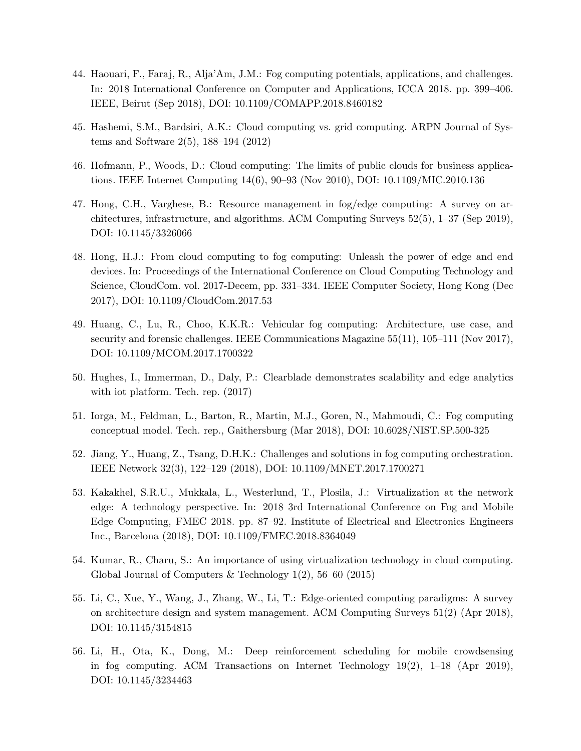44. Haouari, F., Faraj, R., Alja'Am, J.M.: Fog computing potentials, applications, and challenges. In: 2018 International Conference on Computer and Applications, ICCA 2018. pp. 399–406. IEEE, Beirut (Sep 2018), DOI: 10.1109/COMAPP.2018.8460182

45. Hashemi, S.M., Bardsiri, A.K.: Cloud computing vs. grid computing. ARPN Journal of Systems and Software 2(5), 188–194 (2012)

46. Hofmann, P., Woods, D.: Cloud computing: The limits of public clouds for business applications. IEEE Internet Computing 14(6), 90–93 (Nov 2010), DOI: 10.1109/MIC.2010.136

47. Hong, C.H., Varghese, B.: Resource management in fog/edge computing: A survey on architectures, infrastructure, and algorithms. ACM Computing Surveys 52(5), 1–37 (Sep 2019), DOI: 10.1145/3326066

48. Hong, H.J.: From cloud computing to fog computing: Unleash the power of edge and end devices. In: Proceedings of the International Conference on Cloud Computing Technology and Science, CloudCom. vol. 2017-Decem, pp. 331–334. IEEE Computer Society, Hong Kong (Dec 2017), DOI: 10.1109/CloudCom.2017.53

49. Huang, C., Lu, R., Choo, K.K.R.: Vehicular fog computing: Architecture, use case, and security and forensic challenges. IEEE Communications Magazine 55(11), 105–111 (Nov 2017), DOI: 10.1109/MCOM.2017.1700322

50. Hughes, I., Immerman, D., Daly, P.: Clearblade demonstrates scalability and edge analytics with iot platform. Tech. rep. (2017)

51. Iorga, M., Feldman, L., Barton, R., Martin, M.J., Goren, N., Mahmoudi, C.: Fog computing conceptual model. Tech. rep., Gaithersburg (Mar 2018), DOI: 10.6028/NIST.SP.500-325

52. Jiang, Y., Huang, Z., Tsang, D.H.K.: Challenges and solutions in fog computing orchestration. IEEE Network 32(3), 122–129 (2018), DOI: 10.1109/MNET.2017.1700271

53. Kakakhel, S.R.U., Mukkala, L., Westerlund, T., Plosila, J.: Virtualization at the network edge: A technology perspective. In: 2018 3rd International Conference on Fog and Mobile Edge Computing, FMEC 2018. pp. 87–92. Institute of Electrical and Electronics Engineers Inc., Barcelona (2018), DOI: 10.1109/FMEC.2018.8364049

54. Kumar, R., Charu, S.: An importance of using virtualization technology in cloud computing. Global Journal of Computers & Technology 1(2), 56–60 (2015)

55. Li, C., Xue, Y., Wang, J., Zhang, W., Li, T.: Edge-oriented computing paradigms: A survey on architecture design and system management. ACM Computing Surveys 51(2) (Apr 2018), DOI: 10.1145/3154815

56. Li, H., Ota, K., Dong, M.: Deep reinforcement scheduling for mobile crowdsensing in fog computing. ACM Transactions on Internet Technology 19(2), 1–18 (Apr 2019), DOI: 10.1145/3234463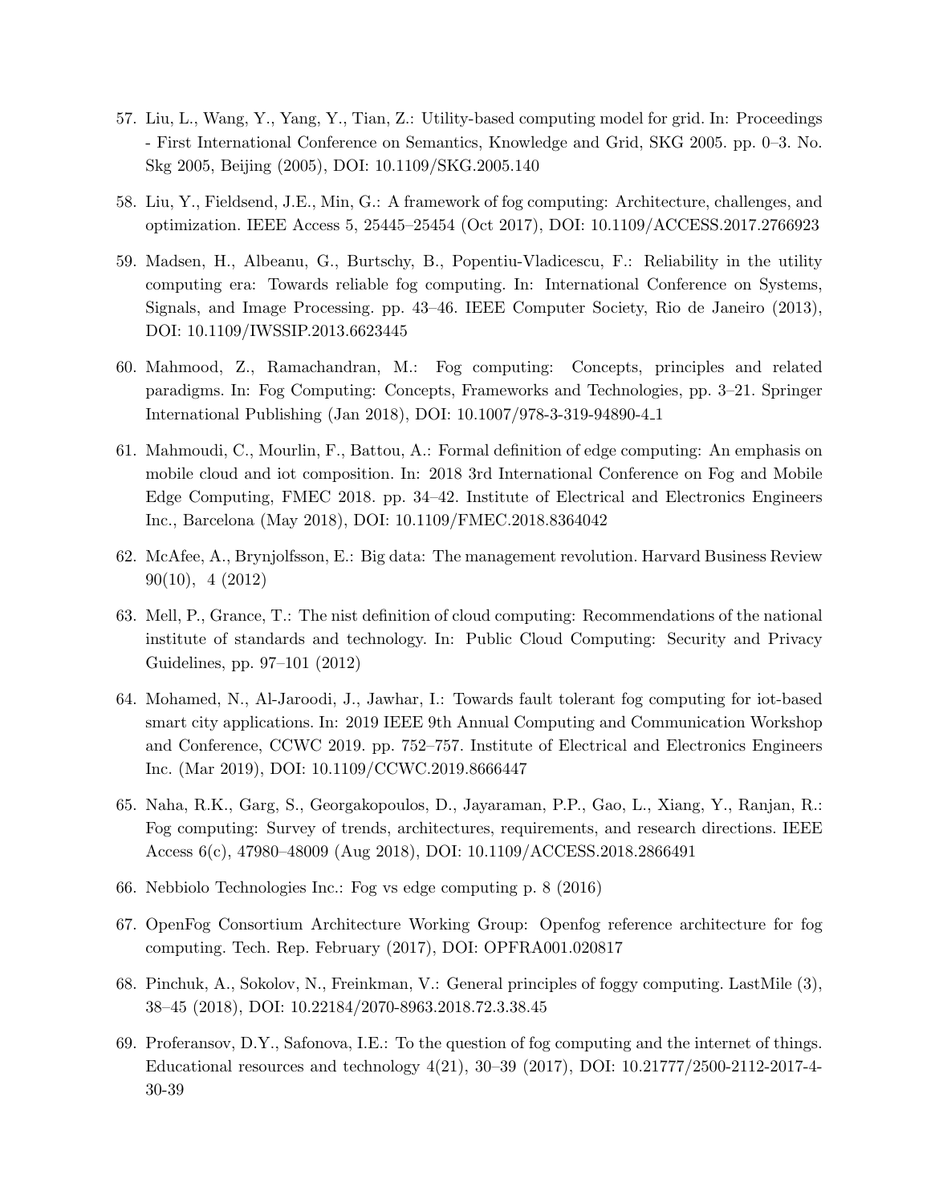57. Liu, L., Wang, Y., Yang, Y., Tian, Z.: Utility-based computing model for grid. In: Proceedings - First International Conference on Semantics, Knowledge and Grid, SKG 2005. pp. 0–3. No. Skg 2005, Beijing (2005), DOI: 10.1109/SKG.2005.140

58. Liu, Y., Fieldsend, J.E., Min, G.: A framework of fog computing: Architecture, challenges, and optimization. IEEE Access 5, 25445–25454 (Oct 2017), DOI: 10.1109/ACCESS.2017.2766923

59. Madsen, H., Albeanu, G., Burtschy, B., Popentiu-Vladicescu, F.: Reliability in the utility computing era: Towards reliable fog computing. In: International Conference on Systems, Signals, and Image Processing. pp. 43–46. IEEE Computer Society, Rio de Janeiro (2013), DOI: 10.1109/IWSSIP.2013.6623445

60. Mahmood, Z., Ramachandran, M.: Fog computing: Concepts, principles and related paradigms. In: Fog Computing: Concepts, Frameworks and Technologies, pp. 3–21. Springer International Publishing (Jan 2018), DOI: 10.1007/978-3-319-94890-4_1

61. Mahmoudi, C., Mourlin, F., Battou, A.: Formal definition of edge computing: An emphasis on mobile cloud and iot composition. In: 2018 3rd International Conference on Fog and Mobile Edge Computing, FMEC 2018. pp. 34–42. Institute of Electrical and Electronics Engineers Inc., Barcelona (May 2018), DOI: 10.1109/FMEC.2018.8364042

62. McAfee, A., Brynjolfsson, E.: Big data: The management revolution. Harvard Business Review 90(10), 4 (2012)

63. Mell, P., Grance, T.: The nist definition of cloud computing: Recommendations of the national institute of standards and technology. In: Public Cloud Computing: Security and Privacy Guidelines, pp. 97–101 (2012)

64. Mohamed, N., Al-Jaroodi, J., Jawhar, I.: Towards fault tolerant fog computing for iot-based smart city applications. In: 2019 IEEE 9th Annual Computing and Communication Workshop and Conference, CCWC 2019. pp. 752–757. Institute of Electrical and Electronics Engineers Inc. (Mar 2019), DOI: 10.1109/CCWC.2019.8666447

65. Naha, R.K., Garg, S., Georgakopoulos, D., Jayaraman, P.P., Gao, L., Xiang, Y., Ranjan, R.: Fog computing: Survey of trends, architectures, requirements, and research directions. IEEE Access 6(c), 47980–48009 (Aug 2018), DOI: 10.1109/ACCESS.2018.2866491

66. Nebbiolo Technologies Inc.: Fog vs edge computing p. 8 (2016)

67. OpenFog Consortium Architecture Working Group: Openfog reference architecture for fog computing. Tech. Rep. February (2017), DOI: OPFRA001.020817

68. Pinchuk, A., Sokolov, N., Freinkman, V.: General principles of foggy computing. LastMile (3), 38–45 (2018), DOI: 10.22184/2070-8963.2018.72.3.38.45

69. Proferansov, D.Y., Safonova, I.E.: To the question of fog computing and the internet of things. Educational resources and technology 4(21), 30–39 (2017), DOI: 10.21777/2500-2112-2017-4-30-39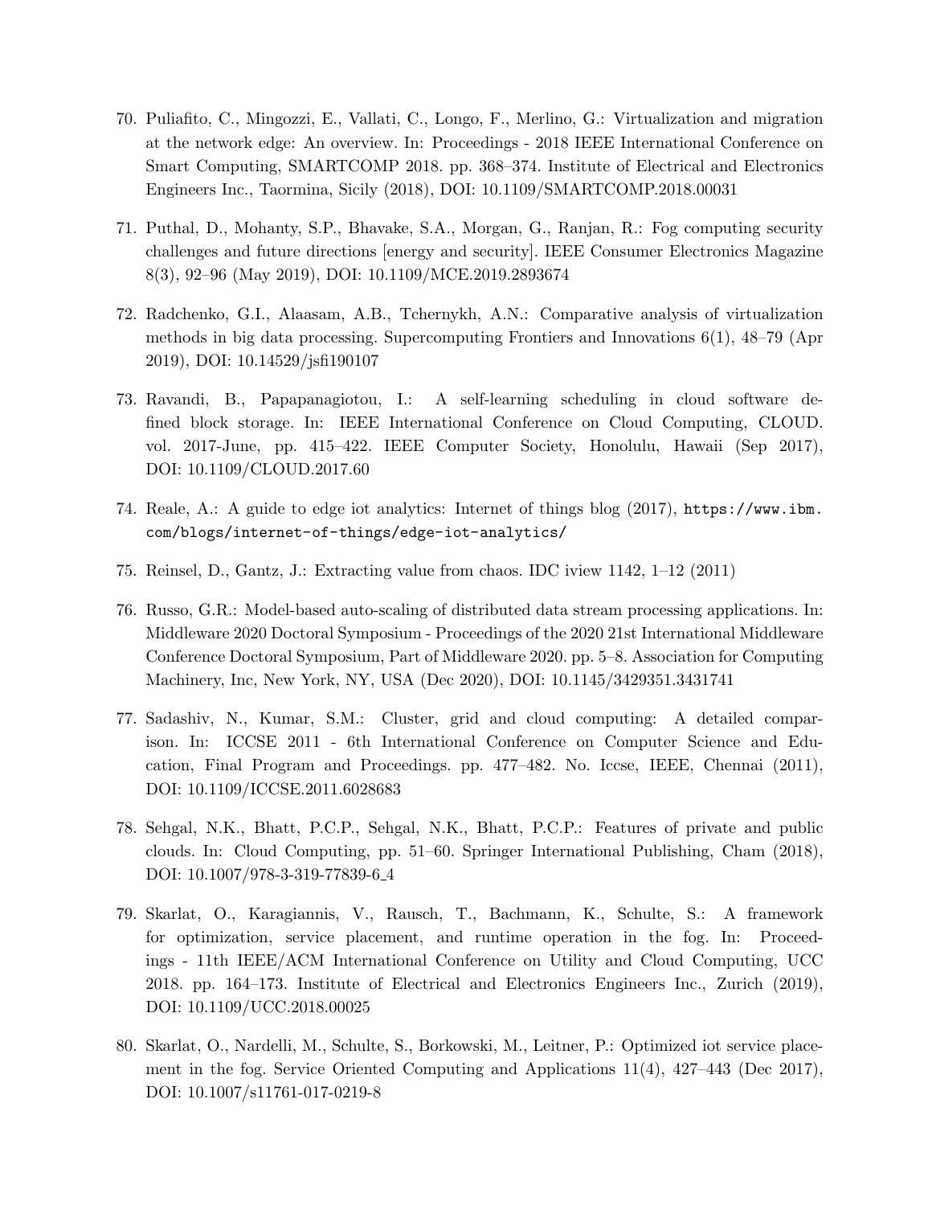70. Puliafito, C., Mingozzi, E., Vallati, C., Longo, F., Merlino, G.: Virtualization and migration at the network edge: An overview. In: Proceedings - 2018 IEEE International Conference on Smart Computing, SMARTCOMP 2018. pp. 368–374. Institute of Electrical and Electronics Engineers Inc., Taormina, Sicily (2018), DOI: 10.1109/SMARTCOMP.2018.00031

71. Puthal, D., Mohanty, S.P., Bhavake, S.A., Morgan, G., Ranjan, R.: Fog computing security challenges and future directions [energy and security]. IEEE Consumer Electronics Magazine 8(3), 92–96 (May 2019), DOI: 10.1109/MCE.2019.2893674

72. Radchenko, G.I., Alaasam, A.B., Tchernykh, A.N.: Comparative analysis of virtualization methods in big data processing. Supercomputing Frontiers and Innovations 6(1), 48–79 (Apr 2019), DOI: 10.14529/jsfi190107

73. Ravandi, B., Papapanagiotou, I.: A self-learning scheduling in cloud software defined block storage. In: IEEE International Conference on Cloud Computing, CLOUD. vol. 2017-June, pp. 415–422. IEEE Computer Society, Honolulu, Hawaii (Sep 2017), DOI: 10.1109/CLOUD.2017.60

74. Reale, A.: A guide to edge iot analytics: Internet of things blog (2017), https://www.ibm.com/blogs/internet-of-things/edge-iot-analytics/

75. Reinsel, D., Gantz, J.: Extracting value from chaos. IDC iview 1142, 1–12 (2011)

76. Russo, G.R.: Model-based auto-scaling of distributed data stream processing applications. In: Middleware 2020 Doctoral Symposium - Proceedings of the 2020 21st International Middleware Conference Doctoral Symposium, Part of Middleware 2020. pp. 5–8. Association for Computing Machinery, Inc, New York, NY, USA (Dec 2020), DOI: 10.1145/3429351.3431741

77. Sadashiv, N., Kumar, S.M.: Cluster, grid and cloud computing: A detailed comparison. In: ICCSE 2011 - 6th International Conference on Computer Science and Education, Final Program and Proceedings. pp. 477–482. No. Iccse, IEEE, Chennai (2011), DOI: 10.1109/ICCSE.2011.6028683

78. Sehgal, N.K., Bhatt, P.C.P., Sehgal, N.K., Bhatt, P.C.P.: Features of private and public clouds. In: Cloud Computing, pp. 51–60. Springer International Publishing, Cham (2018), DOI: 10.1007/978-3-319-77839-6_4

79. Skarlat, O., Karagiannis, V., Rausch, T., Bachmann, K., Schulte, S.: A framework for optimization, service placement, and runtime operation in the fog. In: Proceedings - 11th IEEE/ACM International Conference on Utility and Cloud Computing, UCC 2018. pp. 164–173. Institute of Electrical and Electronics Engineers Inc., Zurich (2019), DOI: 10.1109/UCC.2018.00025

80. Skarlat, O., Nardelli, M., Schulte, S., Borkowski, M., Leitner, P.: Optimized iot service placement in the fog. Service Oriented Computing and Applications 11(4), 427–443 (Dec 2017), DOI: 10.1007/s11761-017-0219-8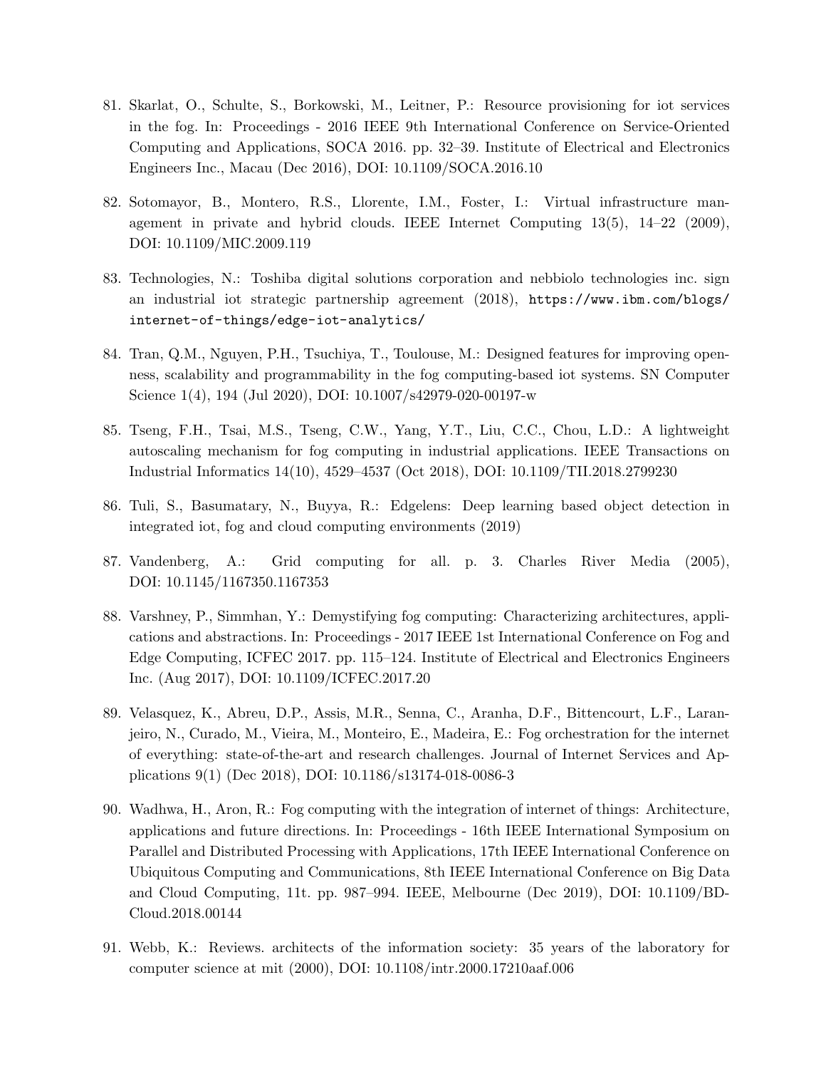81. Skarlat, O., Schulte, S., Borkowski, M., Leitner, P.: Resource provisioning for iot services in the fog. In: Proceedings - 2016 IEEE 9th International Conference on Service-Oriented Computing and Applications, SOCA 2016. pp. 32–39. Institute of Electrical and Electronics Engineers Inc., Macau (Dec 2016), DOI: 10.1109/SOCA.2016.10

82. Sotomayor, B., Montero, R.S., Llorente, I.M., Foster, I.: Virtual infrastructure management in private and hybrid clouds. IEEE Internet Computing 13(5), 14–22 (2009), DOI: 10.1109/MIC.2009.119

83. Technologies, N.: Toshiba digital solutions corporation and nebbiolo technologies inc. sign an industrial iot strategic partnership agreement (2018), https://www.ibm.com/blogs/internet-of-things/edge-iot-analytics/

84. Tran, Q.M., Nguyen, P.H., Tsuchiya, T., Toulouse, M.: Designed features for improving openness, scalability and programmability in the fog computing-based iot systems. SN Computer Science 1(4), 194 (Jul 2020), DOI: 10.1007/s42979-020-00197-w

85. Tseng, F.H., Tsai, M.S., Tseng, C.W., Yang, Y.T., Liu, C.C., Chou, L.D.: A lightweight autoscaling mechanism for fog computing in industrial applications. IEEE Transactions on Industrial Informatics 14(10), 4529–4537 (Oct 2018), DOI: 10.1109/TII.2018.2799230

86. Tuli, S., Basumatary, N., Buyya, R.: Edgelens: Deep learning based object detection in integrated iot, fog and cloud computing environments (2019)

87. Vandenberg, A.: Grid computing for all. p. 3. Charles River Media (2005), DOI: 10.1145/1167350.1167353

88. Varshney, P., Simmhan, Y.: Demystifying fog computing: Characterizing architectures, applications and abstractions. In: Proceedings - 2017 IEEE 1st International Conference on Fog and Edge Computing, ICFEC 2017. pp. 115–124. Institute of Electrical and Electronics Engineers Inc. (Aug 2017), DOI: 10.1109/ICFEC.2017.20

89. Velasquez, K., Abreu, D.P., Assis, M.R., Senna, C., Aranha, D.F., Bittencourt, L.F., Laranjeiro, N., Curado, M., Vieira, M., Monteiro, E., Madeira, E.: Fog orchestration for the internet of everything: state-of-the-art and research challenges. Journal of Internet Services and Applications 9(1) (Dec 2018), DOI: 10.1186/s13174-018-0086-3

90. Wadhwa, H., Aron, R.: Fog computing with the integration of internet of things: Architecture, applications and future directions. In: Proceedings - 16th IEEE International Symposium on Parallel and Distributed Processing with Applications, 17th IEEE International Conference on Ubiquitous Computing and Communications, 8th IEEE International Conference on Big Data and Cloud Computing, 11t. pp. 987–994. IEEE, Melbourne (Dec 2019), DOI: 10.1109/BD-Cloud.2018.00144

91. Webb, K.: Reviews. architects of the information society: 35 years of the laboratory for computer science at mit (2000), DOI: 10.1108/intr.2000.17210aaf.006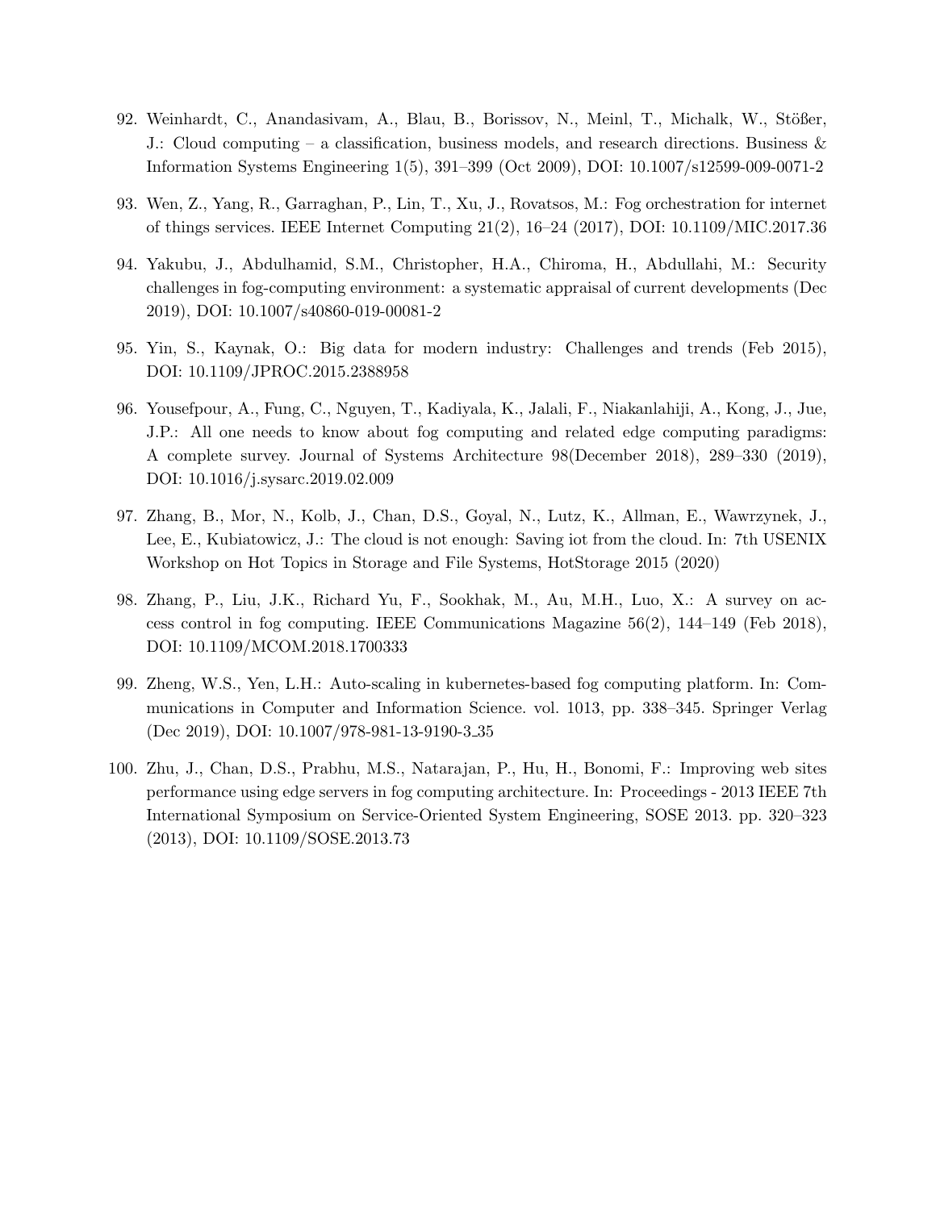92. Weinhardt, C., Anandasivam, A., Blau, B., Borissov, N., Meinl, T., Michalk, W., Stößer, J.: Cloud computing – a classification, business models, and research directions. Business & Information Systems Engineering 1(5), 391–399 (Oct 2009), DOI: 10.1007/s12599-009-0071-2

93. Wen, Z., Yang, R., Garraghan, P., Lin, T., Xu, J., Rovatsos, M.: Fog orchestration for internet of things services. IEEE Internet Computing 21(2), 16–24 (2017), DOI: 10.1109/MIC.2017.36

94. Yakubu, J., Abdulhamid, S.M., Christopher, H.A., Chiroma, H., Abdullahi, M.: Security challenges in fog-computing environment: a systematic appraisal of current developments (Dec 2019), DOI: 10.1007/s40860-019-00081-2

95. Yin, S., Kaynak, O.: Big data for modern industry: Challenges and trends (Feb 2015), DOI: 10.1109/JPROC.2015.2388958

96. Yousefpour, A., Fung, C., Nguyen, T., Kadiyala, K., Jalali, F., Niakanlahiji, A., Kong, J., Jue, J.P.: All one needs to know about fog computing and related edge computing paradigms: A complete survey. Journal of Systems Architecture 98(December 2018), 289–330 (2019), DOI: 10.1016/j.sysarc.2019.02.009

97. Zhang, B., Mor, N., Kolb, J., Chan, D.S., Goyal, N., Lutz, K., Allman, E., Wawrzynek, J., Lee, E., Kubiatowicz, J.: The cloud is not enough: Saving iot from the cloud. In: 7th USENIX Workshop on Hot Topics in Storage and File Systems, HotStorage 2015 (2020)

98. Zhang, P., Liu, J.K., Richard Yu, F., Sookhak, M., Au, M.H., Luo, X.: A survey on access control in fog computing. IEEE Communications Magazine 56(2), 144–149 (Feb 2018), DOI: 10.1109/MCOM.2018.1700333

99. Zheng, W.S., Yen, L.H.: Auto-scaling in kubernetes-based fog computing platform. In: Communications in Computer and Information Science. vol. 1013, pp. 338–345. Springer Verlag (Dec 2019), DOI: 10.1007/978-981-13-9190-3_35

100. Zhu, J., Chan, D.S., Prabhu, M.S., Natarajan, P., Hu, H., Bonomi, F.: Improving web sites performance using edge servers in fog computing architecture. In: Proceedings - 2013 IEEE 7th International Symposium on Service-Oriented System Engineering, SOSE 2013. pp. 320–323 (2013), DOI: 10.1109/SOSE.2013.73